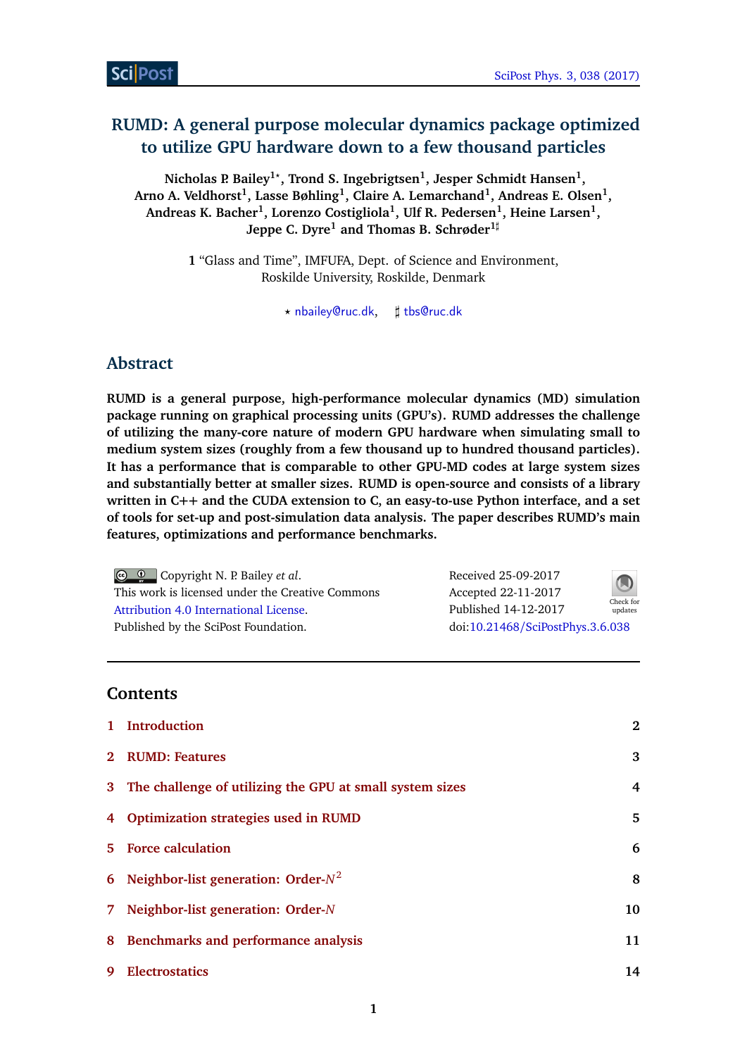# RUMD: A general purpose molecular dynamics package optimized to utilize GPU hardware down to a few thousand particles

**Nicholas P. Bailey[1⋆], Trond S. Ingebrigtsen[1], Jesper Schmidt Hansen[1], Arno A. Veldhorst[1], Lasse Bøhling[1], Claire A. Lemarchand[1], Andreas E. Olsen[1], Andreas K. Bacher[1], Lorenzo Costigliola[1], Ulf R. Pedersen[1], Heine Larsen[1], Jeppe C. Dyre[1] and Thomas B. Schrøder[1♯]**

**1** "Glass and Time", IMFUFA, Dept. of Science and Environment, Roskilde University, Roskilde, Denmark

⋆ nbailey@ruc.dk, ♯ tbs@ruc.dk

## Abstract

**RUMD is a general purpose, high-performance molecular dynamics (MD) simulation package running on graphical processing units (GPU's). RUMD addresses the challenge of utilizing the many-core nature of modern GPU hardware when simulating small to medium system sizes (roughly from a few thousand up to hundred thousand particles). It has a performance that is comparable to other GPU-MD codes at large system sizes and substantially better at smaller sizes. RUMD is open-source and consists of a library written in C++ and the CUDA extension to C, an easy-to-use Python interface, and a set of tools for set-up and post-simulation data analysis. The paper describes RUMD's main features, optimizations and performance benchmarks.**

Copyright N. P. Bailey *et al*.
This work is licensed under the Creative Commons Attribution 4.0 International License.
Published by the SciPost Foundation.

Received 25-09-2017
Accepted 22-11-2017
Published 14-12-2017
doi:10.21468/SciPostPhys.3.6.038

## Contents

1 Introduction 2

2 RUMD: Features 3

3 The challenge of utilizing the GPU at small system sizes 4

4 Optimization strategies used in RUMD 5

5 Force calculation 6

6 Neighbor-list generation: Order-$N^2$ 8

7 Neighbor-list generation: Order-$N$ 10

8 Benchmarks and performance analysis 11

9 Electrostatics 14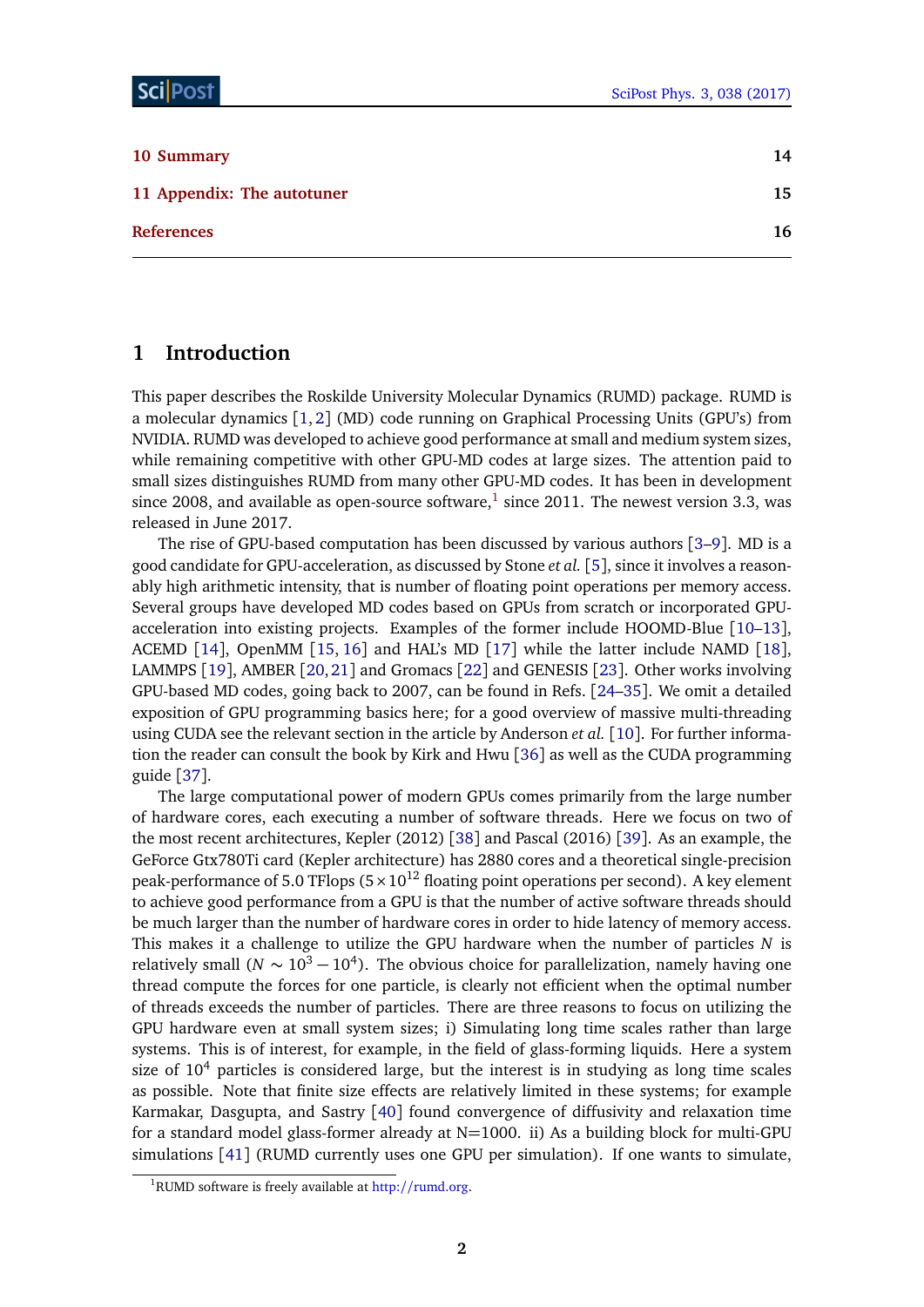| | |
|---|---|
| 10 Summary | 14 |
| 11 Appendix: The autotuner | 15 |
| References | 16 |

## 1 Introduction

This paper describes the Roskilde University Molecular Dynamics (RUMD) package. RUMD is a molecular dynamics [1,2] (MD) code running on Graphical Processing Units (GPU's) from NVIDIA. RUMD was developed to achieve good performance at small and medium system sizes, while remaining competitive with other GPU-MD codes at large sizes. The attention paid to small sizes distinguishes RUMD from many other GPU-MD codes. It has been in development since 2008, and available as open-source software,[1] since 2011. The newest version 3.3, was released in June 2017.

The rise of GPU-based computation has been discussed by various authors [3–9]. MD is a good candidate for GPU-acceleration, as discussed by Stone *et al.* [5], since it involves a reasonably high arithmetic intensity, that is number of floating point operations per memory access. Several groups have developed MD codes based on GPUs from scratch or incorporated GPU-acceleration into existing projects. Examples of the former include HOOMD-Blue [10–13], ACEMD [14], OpenMM [15,16] and HAL's MD [17] while the latter include NAMD [18], LAMMPS [19], AMBER [20,21] and Gromacs [22] and GENESIS [23]. Other works involving GPU-based MD codes, going back to 2007, can be found in Refs. [24–35]. We omit a detailed exposition of GPU programming basics here; for a good overview of massive multi-threading using CUDA see the relevant section in the article by Anderson *et al.* [10]. For further information the reader can consult the book by Kirk and Hwu [36] as well as the CUDA programming guide [37].

The large computational power of modern GPUs comes primarily from the large number of hardware cores, each executing a number of software threads. Here we focus on two of the most recent architectures, Kepler (2012) [38] and Pascal (2016) [39]. As an example, the GeForce Gtx780Ti card (Kepler architecture) has 2880 cores and a theoretical single-precision peak-performance of 5.0 TFlops ($5 \times 10^{12}$ floating point operations per second). A key element to achieve good performance from a GPU is that the number of active software threads should be much larger than the number of hardware cores in order to hide latency of memory access. This makes it a challenge to utilize the GPU hardware when the number of particles $N$ is relatively small ($N \sim 10^3 - 10^4$). The obvious choice for parallelization, namely having one thread compute the forces for one particle, is clearly not efficient when the optimal number of threads exceeds the number of particles. There are three reasons to focus on utilizing the GPU hardware even at small system sizes; i) Simulating long time scales rather than large systems. This is of interest, for example, in the field of glass-forming liquids. Here a system size of $10^4$ particles is considered large, but the interest is in studying as long time scales as possible. Note that finite size effects are relatively limited in these systems; for example Karmakar, Dasgupta, and Sastry [40] found convergence of diffusivity and relaxation time for a standard model glass-former already at N=1000. ii) As a building block for multi-GPU simulations [41] (RUMD currently uses one GPU per simulation). If one wants to simulate,

[1] RUMD software is freely available at http://rumd.org.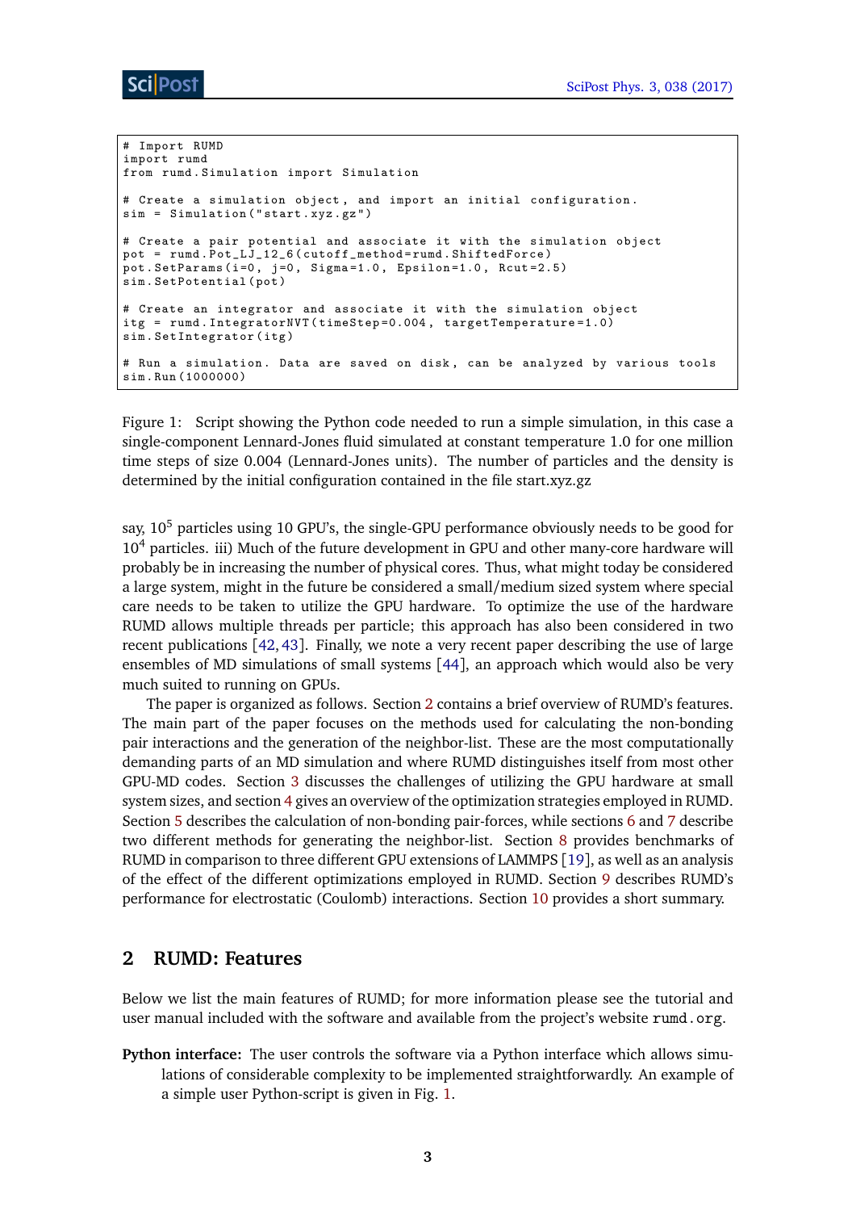```
# Import RUMD
import rumd
from rumd.Simulation import Simulation

# Create a simulation object, and import an initial configuration.
sim = Simulation("start.xyz.gz")

# Create a pair potential and associate it with the simulation object
pot = rumd.Pot_LJ_12_6(cutoff_method=rumd.ShiftedForce)
pot.SetParams(i=0, j=0, Sigma=1.0, Epsilon=1.0, Rcut=2.5)
sim.SetPotential(pot)

# Create an integrator and associate it with the simulation object
itg = rumd.IntegratorNVT(timeStep=0.004, targetTemperature=1.0)
sim.SetIntegrator(itg)

# Run a simulation. Data are saved on disk, can be analyzed by various tools
sim.Run(1000000)
```

Figure 1: Script showing the Python code needed to run a simple simulation, in this case a single-component Lennard-Jones fluid simulated at constant temperature 1.0 for one million time steps of size 0.004 (Lennard-Jones units). The number of particles and the density is determined by the initial configuration contained in the file start.xyz.gz

say, $10^5$ particles using 10 GPU's, the single-GPU performance obviously needs to be good for $10^4$ particles. iii) Much of the future development in GPU and other many-core hardware will probably be in increasing the number of physical cores. Thus, what might today be considered a large system, might in the future be considered a small/medium sized system where special care needs to be taken to utilize the GPU hardware. To optimize the use of the hardware RUMD allows multiple threads per particle; this approach has also been considered in two recent publications [42, 43]. Finally, we note a very recent paper describing the use of large ensembles of MD simulations of small systems [44], an approach which would also be very much suited to running on GPUs.

The paper is organized as follows. Section 2 contains a brief overview of RUMD's features. The main part of the paper focuses on the methods used for calculating the non-bonding pair interactions and the generation of the neighbor-list. These are the most computationally demanding parts of an MD simulation and where RUMD distinguishes itself from most other GPU-MD codes. Section 3 discusses the challenges of utilizing the GPU hardware at small system sizes, and section 4 gives an overview of the optimization strategies employed in RUMD. Section 5 describes the calculation of non-bonding pair-forces, while sections 6 and 7 describe two different methods for generating the neighbor-list. Section 8 provides benchmarks of RUMD in comparison to three different GPU extensions of LAMMPS [19], as well as an analysis of the effect of the different optimizations employed in RUMD. Section 9 describes RUMD's performance for electrostatic (Coulomb) interactions. Section 10 provides a short summary.

## 2 RUMD: Features

Below we list the main features of RUMD; for more information please see the tutorial and user manual included with the software and available from the project's website rumd.org.

**Python interface:** The user controls the software via a Python interface which allows simulations of considerable complexity to be implemented straightforwardly. An example of a simple user Python-script is given in Fig. 1.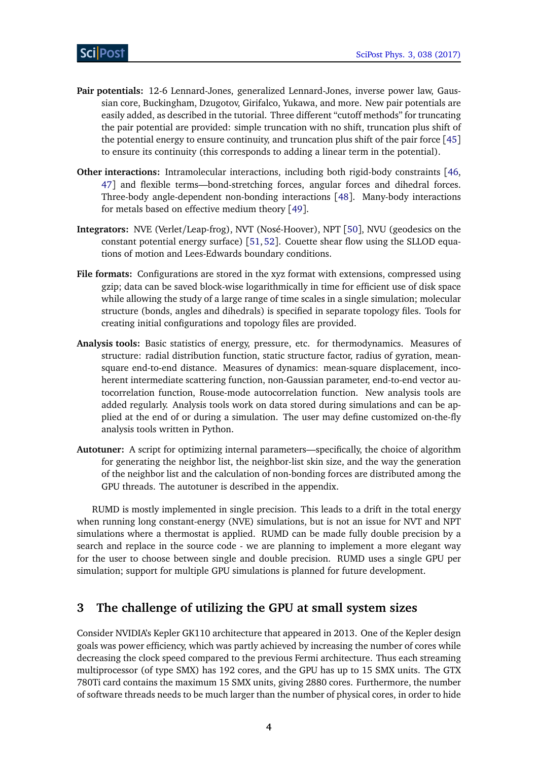**Pair potentials:** 12-6 Lennard-Jones, generalized Lennard-Jones, inverse power law, Gaussian core, Buckingham, Dzugotov, Girifalco, Yukawa, and more. New pair potentials are easily added, as described in the tutorial. Three different "cutoff methods" for truncating the pair potential are provided: simple truncation with no shift, truncation plus shift of the potential energy to ensure continuity, and truncation plus shift of the pair force [45] to ensure its continuity (this corresponds to adding a linear term in the potential).

**Other interactions:** Intramolecular interactions, including both rigid-body constraints [46, 47] and flexible terms—bond-stretching forces, angular forces and dihedral forces. Three-body angle-dependent non-bonding interactions [48]. Many-body interactions for metals based on effective medium theory [49].

**Integrators:** NVE (Verlet/Leap-frog), NVT (Nosé-Hoover), NPT [50], NVU (geodesics on the constant potential energy surface) [51, 52]. Couette shear flow using the SLLOD equations of motion and Lees-Edwards boundary conditions.

**File formats:** Configurations are stored in the xyz format with extensions, compressed using gzip; data can be saved block-wise logarithmically in time for efficient use of disk space while allowing the study of a large range of time scales in a single simulation; molecular structure (bonds, angles and dihedrals) is specified in separate topology files. Tools for creating initial configurations and topology files are provided.

**Analysis tools:** Basic statistics of energy, pressure, etc. for thermodynamics. Measures of structure: radial distribution function, static structure factor, radius of gyration, mean-square end-to-end distance. Measures of dynamics: mean-square displacement, incoherent intermediate scattering function, non-Gaussian parameter, end-to-end vector autocorrelation function, Rouse-mode autocorrelation function. New analysis tools are added regularly. Analysis tools work on data stored during simulations and can be applied at the end of or during a simulation. The user may define customized on-the-fly analysis tools written in Python.

**Autotuner:** A script for optimizing internal parameters—specifically, the choice of algorithm for generating the neighbor list, the neighbor-list skin size, and the way the generation of the neighbor list and the calculation of non-bonding forces are distributed among the GPU threads. The autotuner is described in the appendix.

RUMD is mostly implemented in single precision. This leads to a drift in the total energy when running long constant-energy (NVE) simulations, but is not an issue for NVT and NPT simulations where a thermostat is applied. RUMD can be made fully double precision by a search and replace in the source code - we are planning to implement a more elegant way for the user to choose between single and double precision. RUMD uses a single GPU per simulation; support for multiple GPU simulations is planned for future development.

## 3 The challenge of utilizing the GPU at small system sizes

Consider NVIDIA's Kepler GK110 architecture that appeared in 2013. One of the Kepler design goals was power efficiency, which was partly achieved by increasing the number of cores while decreasing the clock speed compared to the previous Fermi architecture. Thus each streaming multiprocessor (of type SMX) has 192 cores, and the GPU has up to 15 SMX units. The GTX 780Ti card contains the maximum 15 SMX units, giving 2880 cores. Furthermore, the number of software threads needs to be much larger than the number of physical cores, in order to hide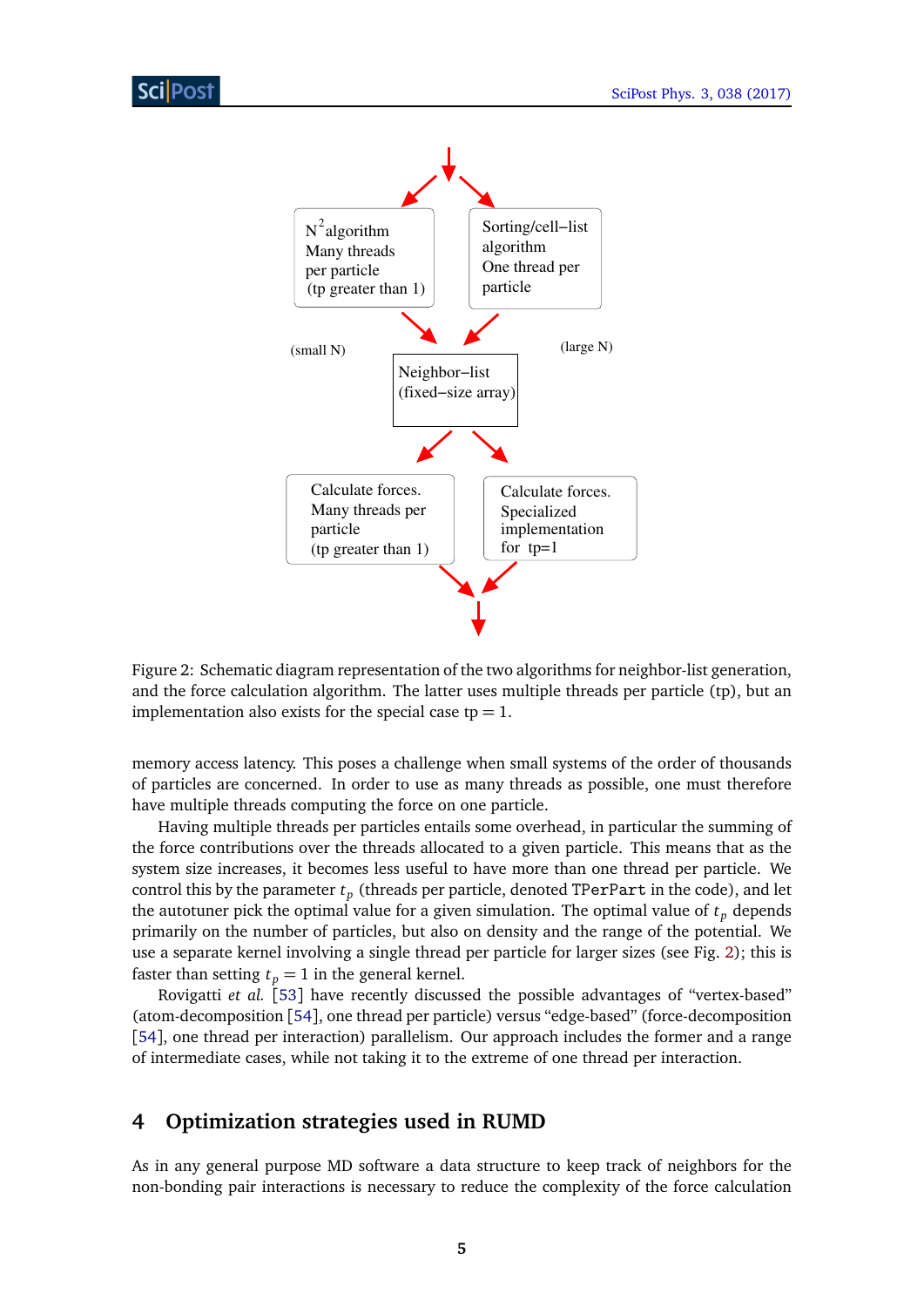Figure 2: Schematic diagram representation of the two algorithms for neighbor-list generation, and the force calculation algorithm. The latter uses multiple threads per particle (tp), but an implementation also exists for the special case tp = 1.

memory access latency. This poses a challenge when small systems of the order of thousands of particles are concerned. In order to use as many threads as possible, one must therefore have multiple threads computing the force on one particle.

Having multiple threads per particles entails some overhead, in particular the summing of the force contributions over the threads allocated to a given particle. This means that as the system size increases, it becomes less useful to have more than one thread per particle. We control this by the parameter $t_p$ (threads per particle, denoted `TPerPart` in the code), and let the autotuner pick the optimal value for a given simulation. The optimal value of $t_p$ depends primarily on the number of particles, but also on density and the range of the potential. We use a separate kernel involving a single thread per particle for larger sizes (see Fig. 2); this is faster than setting $t_p = 1$ in the general kernel.

Rovigatti *et al.* [53] have recently discussed the possible advantages of "vertex-based" (atom-decomposition [54], one thread per particle) versus "edge-based" (force-decomposition [54], one thread per interaction) parallelism. Our approach includes the former and a range of intermediate cases, while not taking it to the extreme of one thread per interaction.

## 4 Optimization strategies used in RUMD

As in any general purpose MD software a data structure to keep track of neighbors for the non-bonding pair interactions is necessary to reduce the complexity of the force calculation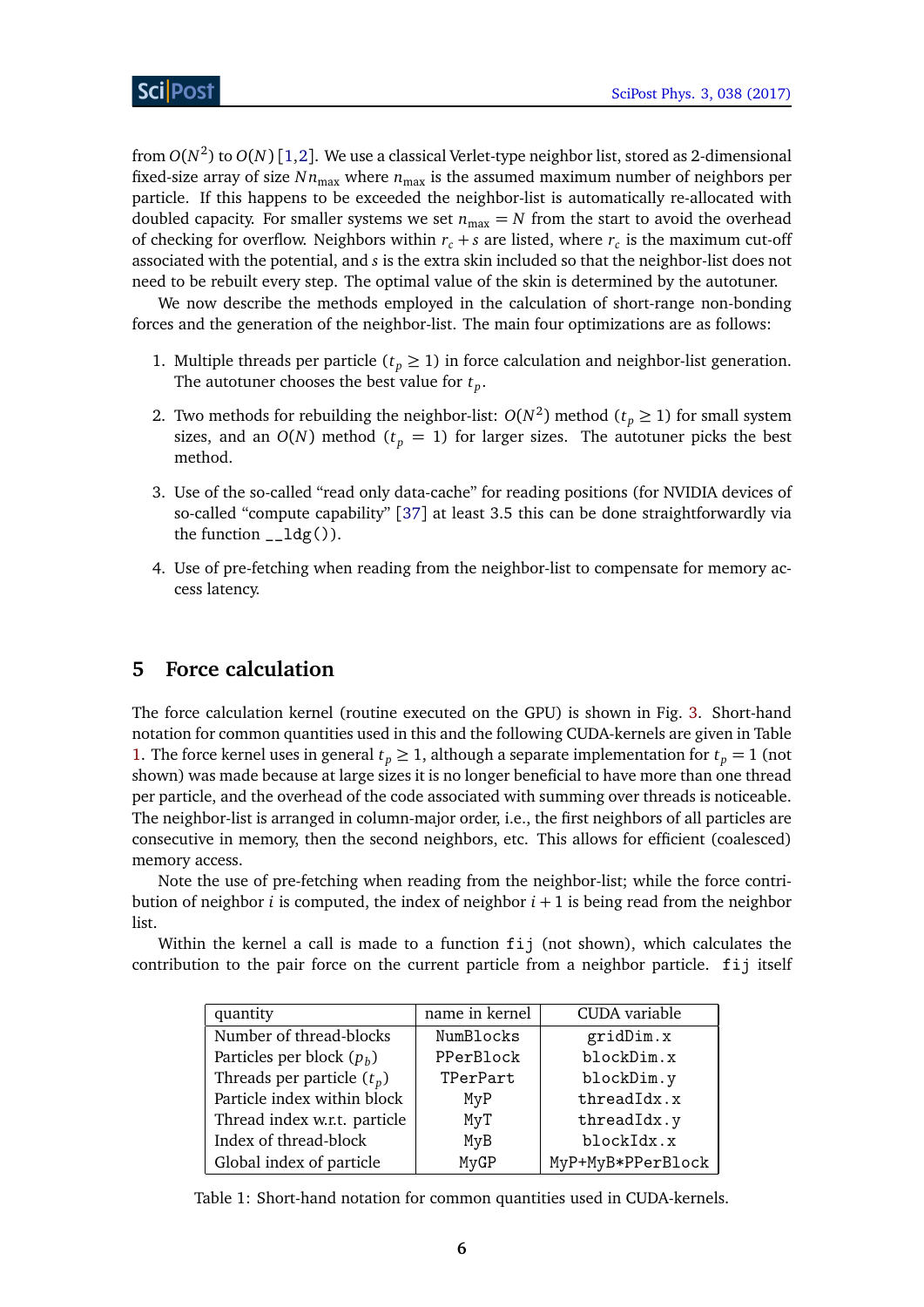from $O(N^2)$ to $O(N)$ [1,2]. We use a classical Verlet-type neighbor list, stored as 2-dimensional fixed-size array of size $N n_{\max}$ where $n_{\max}$ is the assumed maximum number of neighbors per particle. If this happens to be exceeded the neighbor-list is automatically re-allocated with doubled capacity. For smaller systems we set $n_{\max} = N$ from the start to avoid the overhead of checking for overflow. Neighbors within $r_c + s$ are listed, where $r_c$ is the maximum cut-off associated with the potential, and $s$ is the extra skin included so that the neighbor-list does not need to be rebuilt every step. The optimal value of the skin is determined by the autotuner.

We now describe the methods employed in the calculation of short-range non-bonding forces and the generation of the neighbor-list. The main four optimizations are as follows:

1. Multiple threads per particle ($t_p \geq 1$) in force calculation and neighbor-list generation. The autotuner chooses the best value for $t_p$.
2. Two methods for rebuilding the neighbor-list: $O(N^2)$ method ($t_p \geq 1$) for small system sizes, and an $O(N)$ method ($t_p = 1$) for larger sizes. The autotuner picks the best method.
3. Use of the so-called "read only data-cache" for reading positions (for NVIDIA devices of so-called "compute capability" [37] at least 3.5 this can be done straightforwardly via the function `__ldg()`).
4. Use of pre-fetching when reading from the neighbor-list to compensate for memory access latency.

## 5 Force calculation

The force calculation kernel (routine executed on the GPU) is shown in Fig. 3. Short-hand notation for common quantities used in this and the following CUDA-kernels are given in Table 1. The force kernel uses in general $t_p \geq 1$, although a separate implementation for $t_p = 1$ (not shown) was made because at large sizes it is no longer beneficial to have more than one thread per particle, and the overhead of the code associated with summing over threads is noticeable. The neighbor-list is arranged in column-major order, i.e., the first neighbors of all particles are consecutive in memory, then the second neighbors, etc. This allows for efficient (coalesced) memory access.

Note the use of pre-fetching when reading from the neighbor-list; while the force contribution of neighbor $i$ is computed, the index of neighbor $i+1$ is being read from the neighbor list.

Within the kernel a call is made to a function `fij` (not shown), which calculates the contribution to the pair force on the current particle from a neighbor particle. `fij` itself

| quantity | name in kernel | CUDA variable |
|---|---|---|
| Number of thread-blocks | `NumBlocks` | `gridDim.x` |
| Particles per block ($p_b$) | `PPerBlock` | `blockDim.x` |
| Threads per particle ($t_p$) | `TPerPart` | `blockDim.y` |
| Particle index within block | `MyP` | `threadIdx.x` |
| Thread index w.r.t. particle | `MyT` | `threadIdx.y` |
| Index of thread-block | `MyB` | `blockIdx.x` |
| Global index of particle | `MyGP` | `MyP+MyB*PPerBlock` |

Table 1: Short-hand notation for common quantities used in CUDA-kernels.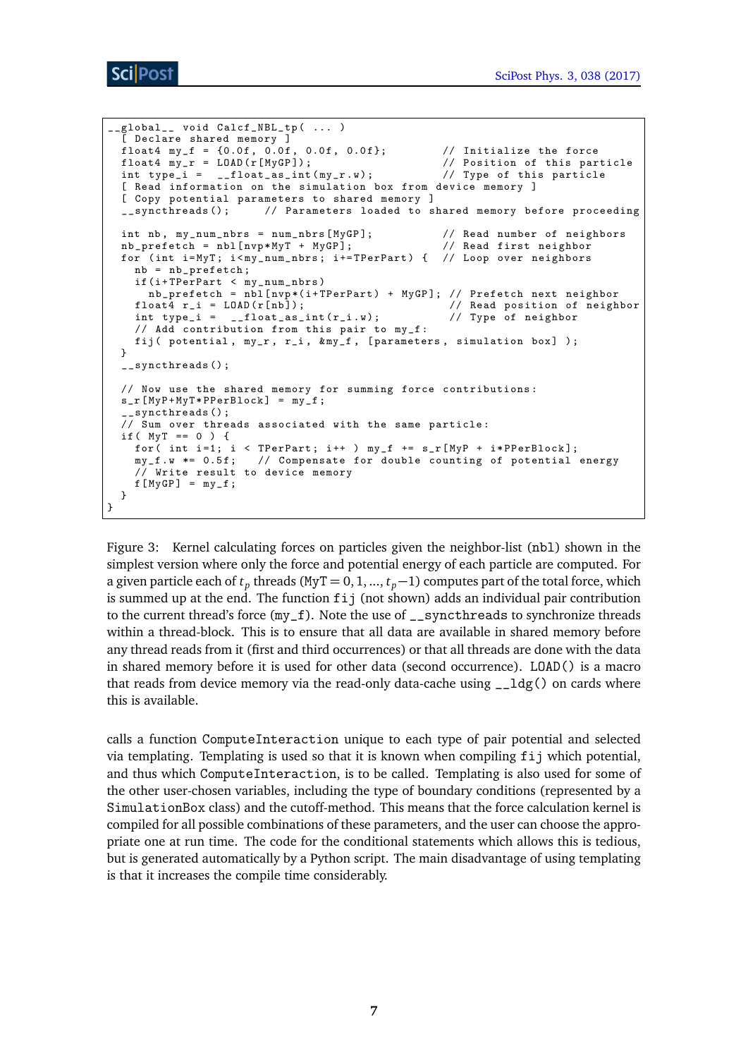```
__global__ void Calcf_NBL_tp( ... )
  [ Declare shared memory ]
  float4 my_f = {0.0f, 0.0f, 0.0f, 0.0f};         // Initialize the force
  float4 my_r = LOAD(r[MyGP]);                     // Position of this particle
  int type_i =  __float_as_int(my_r.w);            // Type of this particle
  [ Read information on the simulation box from device memory ]
  [ Copy potential parameters to shared memory ]
  __syncthreads();      // Parameters loaded to shared memory before proceeding

  int nb, my_num_nbrs = num_nbrs[MyGP];            // Read number of neighbors
  nb_prefetch = nbl[nvp*MyT + MyGP];               // Read first neighbor
  for (int i=MyT; i<my_num_nbrs; i+=TPerPart) {   // Loop over neighbors
    nb = nb_prefetch;
    if(i+TPerPart < my_num_nbrs)
      nb_prefetch = nbl[nvp*(i+TPerPart) + MyGP]; // Prefetch next neighbor
    float4 r_i = LOAD(r[nb]);                      // Read position of neighbor
    int type_i =  __float_as_int(r_i.w);           // Type of neighbor
    // Add contribution from this pair to my_f:
    fij( potential, my_r, r_i, &my_f, [parameters, simulation box] );
  }
  __syncthreads();

  // Now use the shared memory for summing force contributions:
  s_r[MyP+MyT*PPerBlock] = my_f;
  __syncthreads();
  // Sum over threads associated with the same particle:
  if( MyT == 0 ) {
    for( int i=1; i < TPerPart; i++ ) my_f += s_r[MyP + i*PPerBlock];
    my_f.w *= 0.5f;   // Compensate for double counting of potential energy
    // Write result to device memory
    f[MyGP] = my_f;
  }
}
```

Figure 3: Kernel calculating forces on particles given the neighbor-list (`nbl`) shown in the simplest version where only the force and potential energy of each particle are computed. For a given particle each of $t_p$ threads ($\texttt{MyT} = 0, 1, ..., t_p - 1$) computes part of the total force, which is summed up at the end. The function `fij` (not shown) adds an individual pair contribution to the current thread's force (`my_f`). Note the use of `__syncthreads` to synchronize threads within a thread-block. This is to ensure that all data are available in shared memory before any thread reads from it (first and third occurrences) or that all threads are done with the data in shared memory before it is used for other data (second occurrence). `LOAD()` is a macro that reads from device memory via the read-only data-cache using `__ldg()` on cards where this is available.

calls a function `ComputeInteraction` unique to each type of pair potential and selected via templating. Templating is used so that it is known when compiling `fij` which potential, and thus which `ComputeInteraction`, is to be called. Templating is also used for some of the other user-chosen variables, including the type of boundary conditions (represented by a `SimulationBox` class) and the cutoff-method. This means that the force calculation kernel is compiled for all possible combinations of these parameters, and the user can choose the appropriate one at run time. The code for the conditional statements which allows this is tedious, but is generated automatically by a Python script. The main disadvantage of using templating is that it increases the compile time considerably.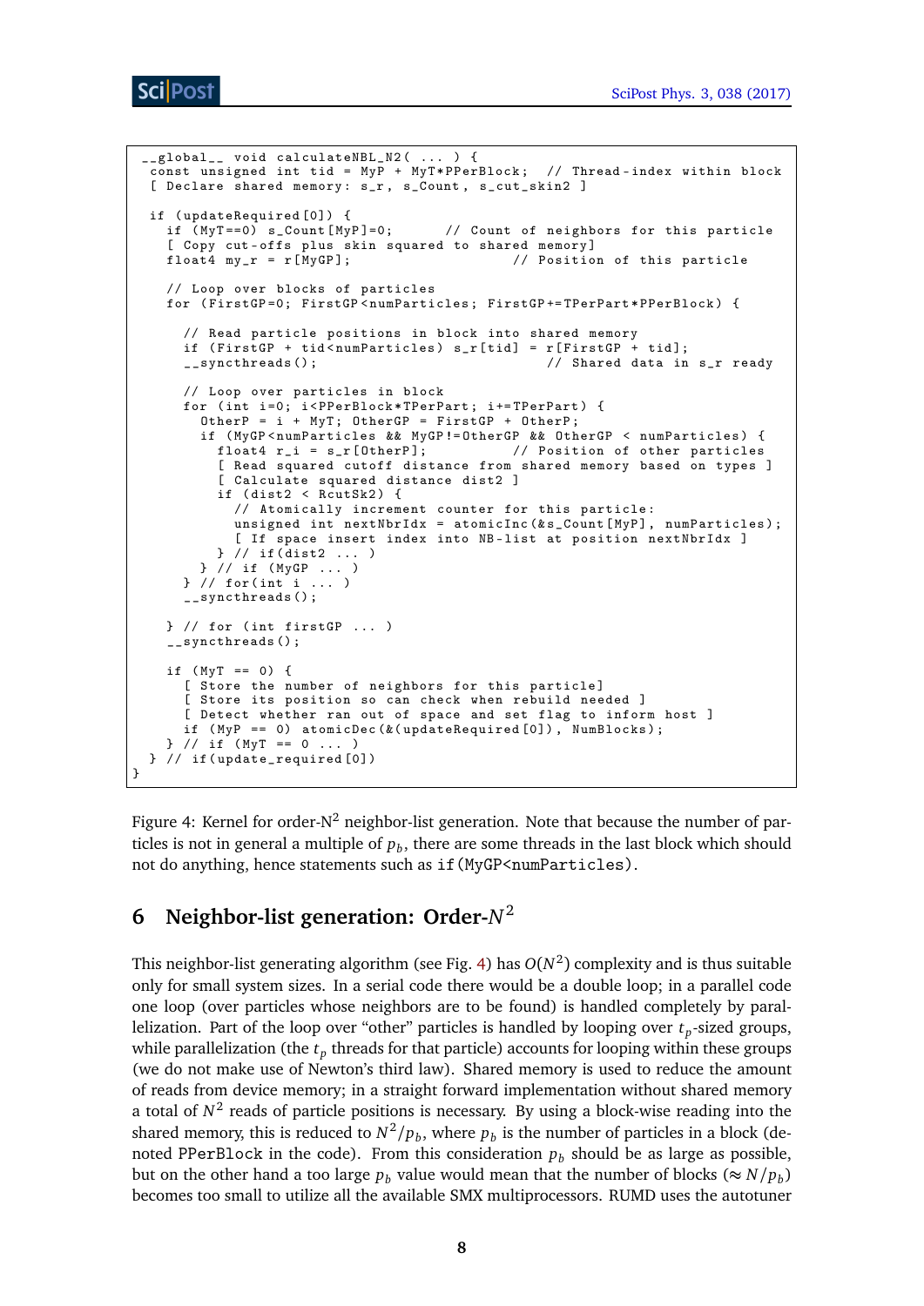```
__global__ void calculateNBL_N2( ... ) {
 const unsigned int tid = MyP + MyT*PPerBlock;  // Thread-index within block
 [ Declare shared memory: s_r, s_Count, s_cut_skin2 ]

 if (updateRequired[0]) {
   if (MyT==0) s_Count[MyP]=0;      // Count of neighbors for this particle
   [ Copy cut-offs plus skin squared to shared memory]
   float4 my_r = r[MyGP];                   // Position of this particle

   // Loop over blocks of particles
   for (FirstGP=0; FirstGP<numParticles; FirstGP+=TPerPart*PPerBlock) {

     // Read particle positions in block into shared memory
     if (FirstGP + tid<numParticles) s_r[tid] = r[FirstGP + tid];
     __syncthreads();                             // Shared data in s_r ready

     // Loop over particles in block
     for (int i=0; i<PPerBlock*TPerPart; i+=TPerPart) {
       OtherP = i + MyT; OtherGP = FirstGP + OtherP;
       if (MyGP<numParticles && MyGP!=OtherGP && OtherGP < numParticles) {
         float4 r_i = s_r[OtherP];          // Position of other particles
         [ Read squared cutoff distance from shared memory based on types ]
         [ Calculate squared distance dist2 ]
         if (dist2 < RcutSk2) {
           // Atomically increment counter for this particle:
           unsigned int nextNbrIdx = atomicInc(&s_Count[MyP], numParticles);
           [ If space insert index into NB-list at position nextNbrIdx ]
         } // if(dist2 ... )
       } // if (MyGP ... )
     } // for(int i ... )
     __syncthreads();

   } // for (int firstGP ... )
   __syncthreads();

   if (MyT == 0) {
     [ Store the number of neighbors for this particle]
     [ Store its position so can check when rebuild needed ]
     [ Detect whether ran out of space and set flag to inform host ]
     if (MyP == 0) atomicDec(&(updateRequired[0]), NumBlocks);
   } // if (MyT == 0 ... )
 } // if(update_required[0])
}
```

Figure 4: Kernel for order-N$^2$ neighbor-list generation. Note that because the number of particles is not in general a multiple of $p_b$, there are some threads in the last block which should not do anything, hence statements such as `if(MyGP<numParticles)`.

## 6 Neighbor-list generation: Order-$N^2$

This neighbor-list generating algorithm (see Fig. 4) has $O(N^2)$ complexity and is thus suitable only for small system sizes. In a serial code there would be a double loop; in a parallel code one loop (over particles whose neighbors are to be found) is handled completely by parallelization. Part of the loop over "other" particles is handled by looping over $t_p$-sized groups, while parallelization (the $t_p$ threads for that particle) accounts for looping within these groups (we do not make use of Newton's third law). Shared memory is used to reduce the amount of reads from device memory; in a straight forward implementation without shared memory a total of $N^2$ reads of particle positions is necessary. By using a block-wise reading into the shared memory, this is reduced to $N^2/p_b$, where $p_b$ is the number of particles in a block (denoted PPerBlock in the code). From this consideration $p_b$ should be as large as possible, but on the other hand a too large $p_b$ value would mean that the number of blocks ($\approx N/p_b$) becomes too small to utilize all the available SMX multiprocessors. RUMD uses the autotuner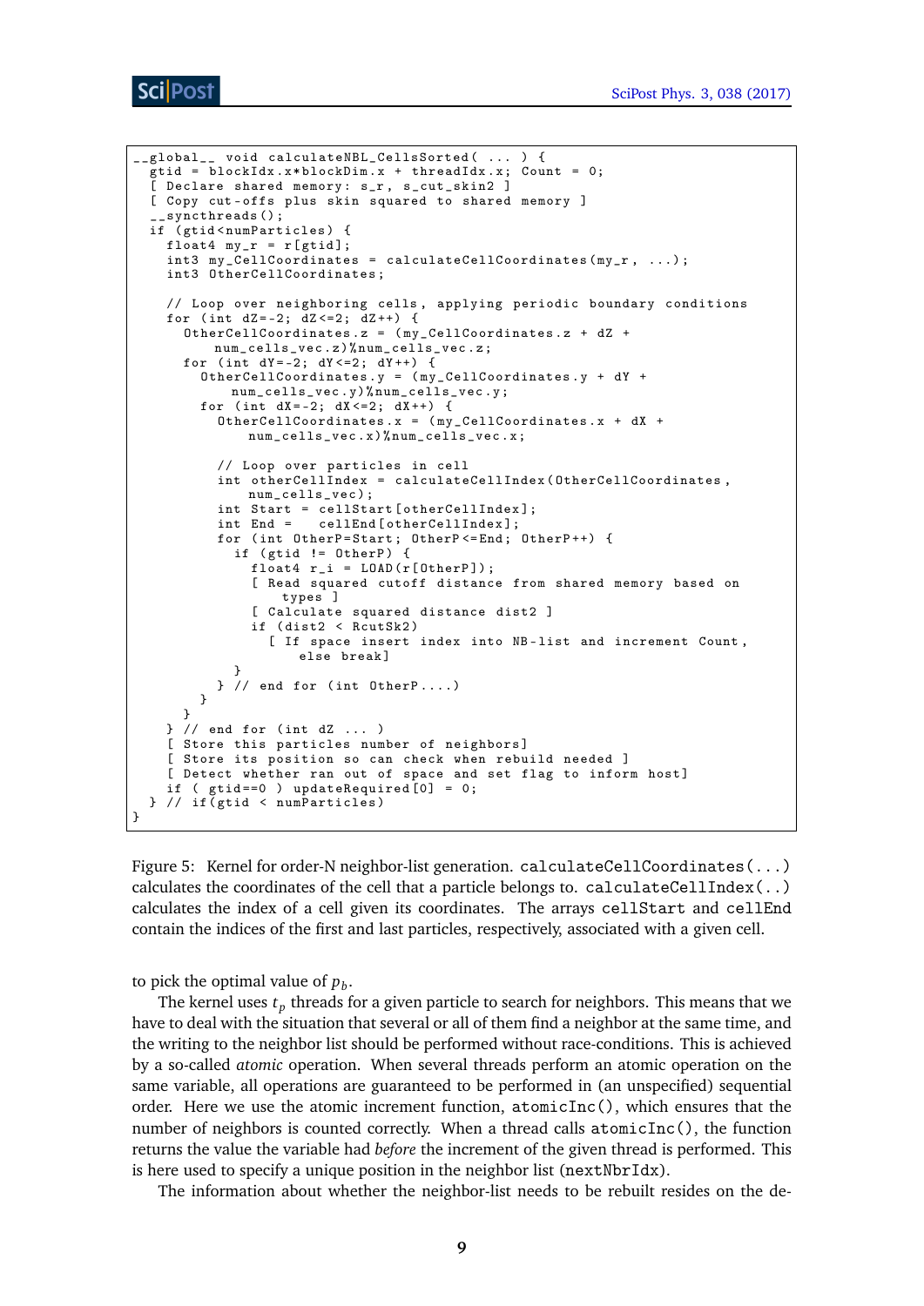```
__global__ void calculateNBL_CellsSorted( ... ) {
  gtid = blockIdx.x*blockDim.x + threadIdx.x; Count = 0;
  [ Declare shared memory: s_r, s_cut_skin2 ]
  [ Copy cut-offs plus skin squared to shared memory ]
  __syncthreads();
  if (gtid<numParticles) {
    float4 my_r = r[gtid];
    int3 my_CellCoordinates = calculateCellCoordinates(my_r, ...);
    int3 OtherCellCoordinates;

    // Loop over neighboring cells, applying periodic boundary conditions
    for (int dZ=-2; dZ<=2; dZ++) {
      OtherCellCoordinates.z = (my_CellCoordinates.z + dZ +
          num_cells_vec.z)%num_cells_vec.z;
      for (int dY=-2; dY<=2; dY++) {
        OtherCellCoordinates.y = (my_CellCoordinates.y + dY +
            num_cells_vec.y)%num_cells_vec.y;
        for (int dX=-2; dX<=2; dX++) {
          OtherCellCoordinates.x = (my_CellCoordinates.x + dX +
              num_cells_vec.x)%num_cells_vec.x;

          // Loop over particles in cell
          int otherCellIndex = calculateCellIndex(OtherCellCoordinates,
              num_cells_vec);
          int Start = cellStart[otherCellIndex];
          int End =   cellEnd[otherCellIndex];
          for (int OtherP=Start; OtherP<=End; OtherP++) {
            if (gtid != OtherP) {
              float4 r_i = LOAD(r[OtherP]);
              [ Read squared cutoff distance from shared memory based on
                  types ]
              [ Calculate squared distance dist2 ]
              if (dist2 < RcutSk2)
                [ If space insert index into NB-list and increment Count,
                    else break]
            }
          } // end for (int OtherP....)
        }
      }
    } // end for (int dZ ... )
    [ Store this particles number of neighbors]
    [ Store its position so can check when rebuild needed ]
    [ Detect whether ran out of space and set flag to inform host]
    if ( gtid==0 ) updateRequired[0] = 0;
  } // if(gtid < numParticles)
}
```

Figure 5: Kernel for order-N neighbor-list generation. `calculateCellCoordinates(...)` calculates the coordinates of the cell that a particle belongs to. `calculateCellIndex(..)` calculates the index of a cell given its coordinates. The arrays `cellStart` and `cellEnd` contain the indices of the first and last particles, respectively, associated with a given cell.

to pick the optimal value of $p_b$.

The kernel uses $t_p$ threads for a given particle to search for neighbors. This means that we have to deal with the situation that several or all of them find a neighbor at the same time, and the writing to the neighbor list should be performed without race-conditions. This is achieved by a so-called *atomic* operation. When several threads perform an atomic operation on the same variable, all operations are guaranteed to be performed in (an unspecified) sequential order. Here we use the atomic increment function, `atomicInc()`, which ensures that the number of neighbors is counted correctly. When a thread calls `atomicInc()`, the function returns the value the variable had *before* the increment of the given thread is performed. This is here used to specify a unique position in the neighbor list (`nextNbrIdx`).

The information about whether the neighbor-list needs to be rebuilt resides on the de-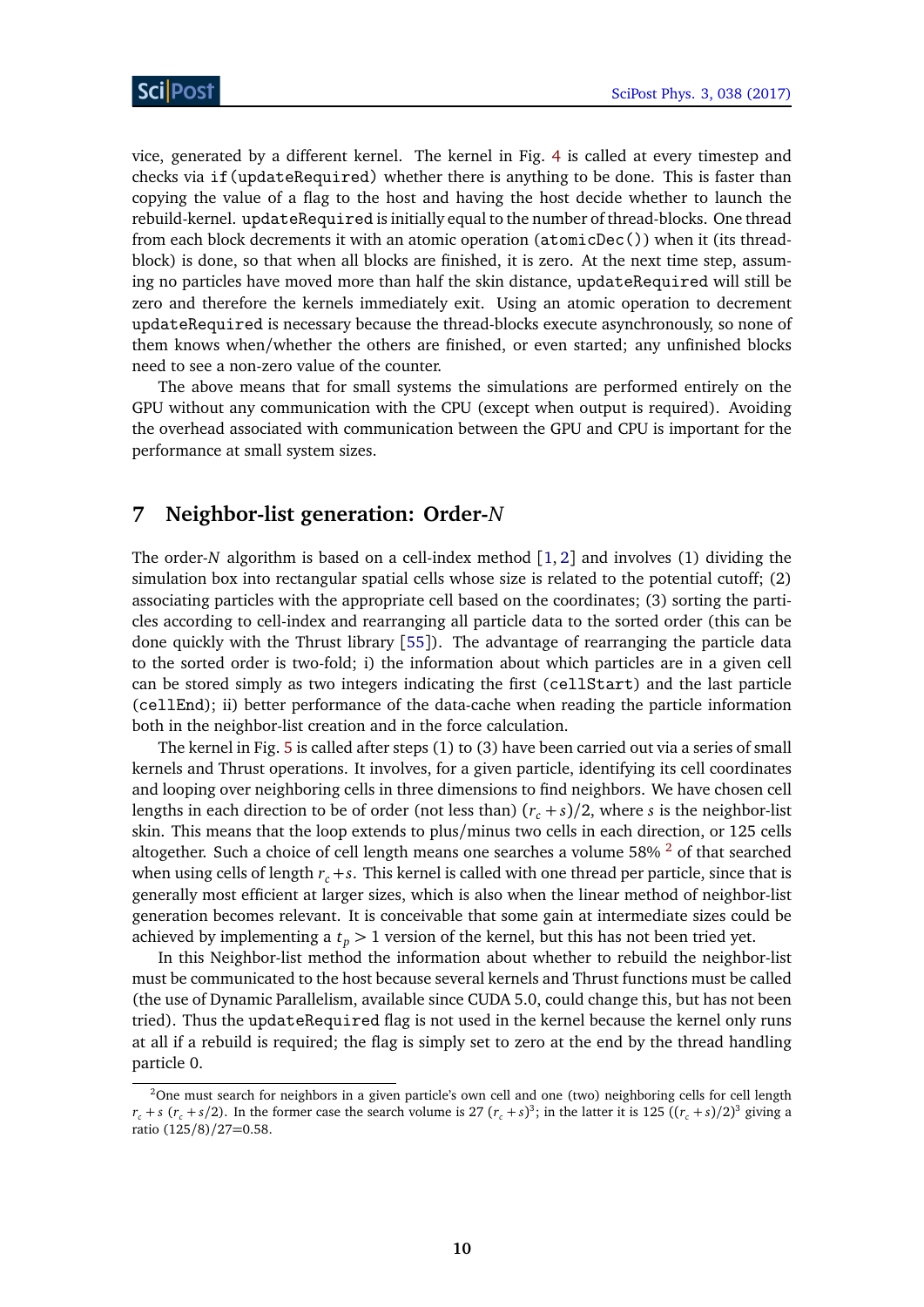vice, generated by a different kernel. The kernel in Fig. 4 is called at every timestep and checks via `if(updateRequired)` whether there is anything to be done. This is faster than copying the value of a flag to the host and having the host decide whether to launch the rebuild-kernel. `updateRequired` is initially equal to the number of thread-blocks. One thread from each block decrements it with an atomic operation (`atomicDec()`) when it (its thread-block) is done, so that when all blocks are finished, it is zero. At the next time step, assuming no particles have moved more than half the skin distance, `updateRequired` will still be zero and therefore the kernels immediately exit. Using an atomic operation to decrement `updateRequired` is necessary because the thread-blocks execute asynchronously, so none of them knows when/whether the others are finished, or even started; any unfinished blocks need to see a non-zero value of the counter.

The above means that for small systems the simulations are performed entirely on the GPU without any communication with the CPU (except when output is required). Avoiding the overhead associated with communication between the GPU and CPU is important for the performance at small system sizes.

## 7 Neighbor-list generation: Order-*N*

The order-*N* algorithm is based on a cell-index method [1, 2] and involves (1) dividing the simulation box into rectangular spatial cells whose size is related to the potential cutoff; (2) associating particles with the appropriate cell based on the coordinates; (3) sorting the particles according to cell-index and rearranging all particle data to the sorted order (this can be done quickly with the Thrust library [55]). The advantage of rearranging the particle data to the sorted order is two-fold; i) the information about which particles are in a given cell can be stored simply as two integers indicating the first (`cellStart`) and the last particle (`cellEnd`); ii) better performance of the data-cache when reading the particle information both in the neighbor-list creation and in the force calculation.

The kernel in Fig. 5 is called after steps (1) to (3) have been carried out via a series of small kernels and Thrust operations. It involves, for a given particle, identifying its cell coordinates and looping over neighboring cells in three dimensions to find neighbors. We have chosen cell lengths in each direction to be of order (not less than) $(r_c + s)/2$, where $s$ is the neighbor-list skin. This means that the loop extends to plus/minus two cells in each direction, or 125 cells altogether. Such a choice of cell length means one searches a volume 58% [2] of that searched when using cells of length $r_c + s$. This kernel is called with one thread per particle, since that is generally most efficient at larger sizes, which is also when the linear method of neighbor-list generation becomes relevant. It is conceivable that some gain at intermediate sizes could be achieved by implementing a $t_p > 1$ version of the kernel, but this has not been tried yet.

In this Neighbor-list method the information about whether to rebuild the neighbor-list must be communicated to the host because several kernels and Thrust functions must be called (the use of Dynamic Parallelism, available since CUDA 5.0, could change this, but has not been tried). Thus the `updateRequired` flag is not used in the kernel because the kernel only runs at all if a rebuild is required; the flag is simply set to zero at the end by the thread handling particle 0.

---

[2] One must search for neighbors in a given particle's own cell and one (two) neighboring cells for cell length $r_c + s$ ($r_c + s/2$). In the former case the search volume is 27 $(r_c + s)^3$; in the latter it is 125 $((r_c + s)/2)^3$ giving a ratio (125/8)/27=0.58.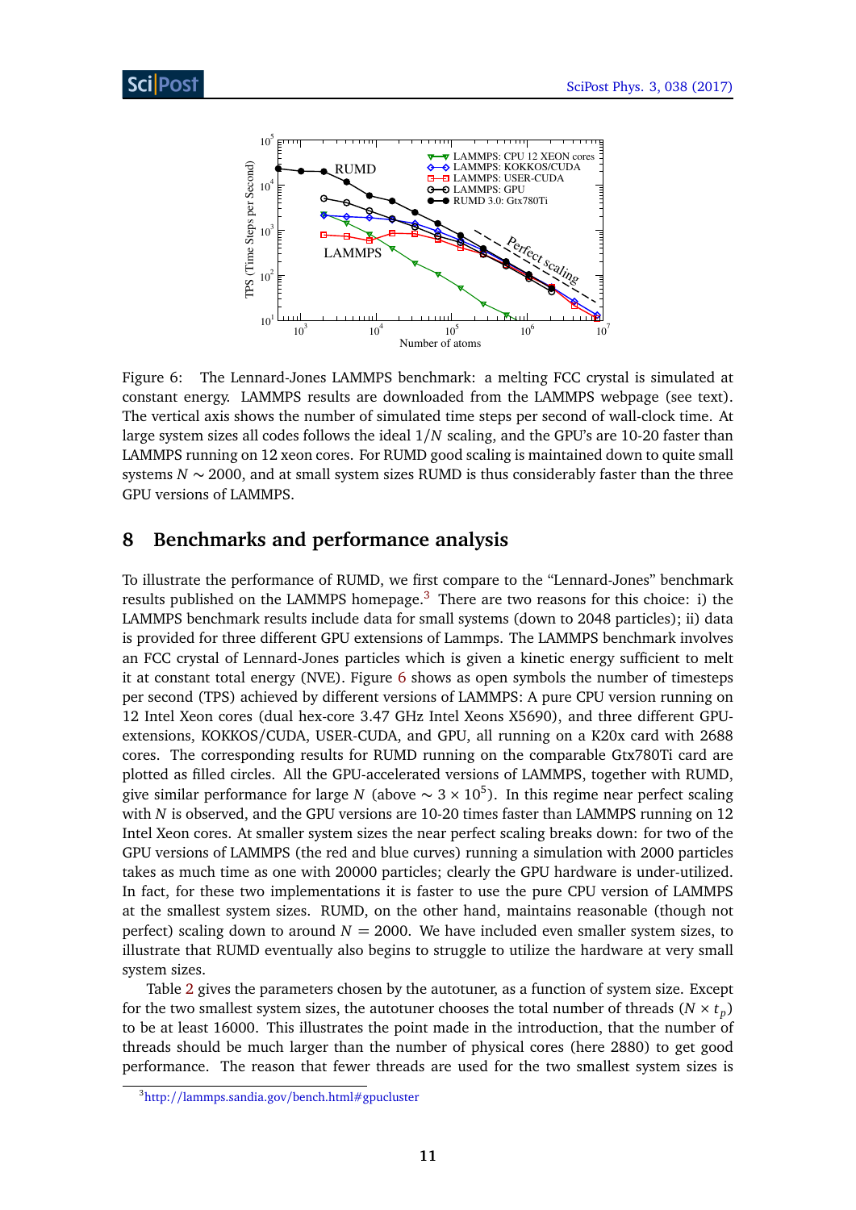Figure 6: The Lennard-Jones LAMMPS benchmark: a melting FCC crystal is simulated at constant energy. LAMMPS results are downloaded from the LAMMPS webpage (see text). The vertical axis shows the number of simulated time steps per second of wall-clock time. At large system sizes all codes follows the ideal $1/N$ scaling, and the GPU's are 10-20 faster than LAMMPS running on 12 xeon cores. For RUMD good scaling is maintained down to quite small systems $N \sim 2000$, and at small system sizes RUMD is thus considerably faster than the three GPU versions of LAMMPS.

## 8 Benchmarks and performance analysis

To illustrate the performance of RUMD, we first compare to the "Lennard-Jones" benchmark results published on the LAMMPS homepage.[3] There are two reasons for this choice: i) the LAMMPS benchmark results include data for small systems (down to 2048 particles); ii) data is provided for three different GPU extensions of Lammps. The LAMMPS benchmark involves an FCC crystal of Lennard-Jones particles which is given a kinetic energy sufficient to melt it at constant total energy (NVE). Figure 6 shows as open symbols the number of timesteps per second (TPS) achieved by different versions of LAMMPS: A pure CPU version running on 12 Intel Xeon cores (dual hex-core 3.47 GHz Intel Xeons X5690), and three different GPU-extensions, KOKKOS/CUDA, USER-CUDA, and GPU, all running on a K20x card with 2688 cores. The corresponding results for RUMD running on the comparable Gtx780Ti card are plotted as filled circles. All the GPU-accelerated versions of LAMMPS, together with RUMD, give similar performance for large $N$ (above $\sim 3 \times 10^5$). In this regime near perfect scaling with $N$ is observed, and the GPU versions are 10-20 times faster than LAMMPS running on 12 Intel Xeon cores. At smaller system sizes the near perfect scaling breaks down: for two of the GPU versions of LAMMPS (the red and blue curves) running a simulation with 2000 particles takes as much time as one with 20000 particles; clearly the GPU hardware is under-utilized. In fact, for these two implementations it is faster to use the pure CPU version of LAMMPS at the smallest system sizes. RUMD, on the other hand, maintains reasonable (though not perfect) scaling down to around $N = 2000$. We have included even smaller system sizes, to illustrate that RUMD eventually also begins to struggle to utilize the hardware at very small system sizes.

Table 2 gives the parameters chosen by the autotuner, as a function of system size. Except for the two smallest system sizes, the autotuner chooses the total number of threads ($N \times t_p$) to be at least 16000. This illustrates the point made in the introduction, that the number of threads should be much larger than the number of physical cores (here 2880) to get good performance. The reason that fewer threads are used for the two smallest system sizes is

[3] http://lammps.sandia.gov/bench.html#gpucluster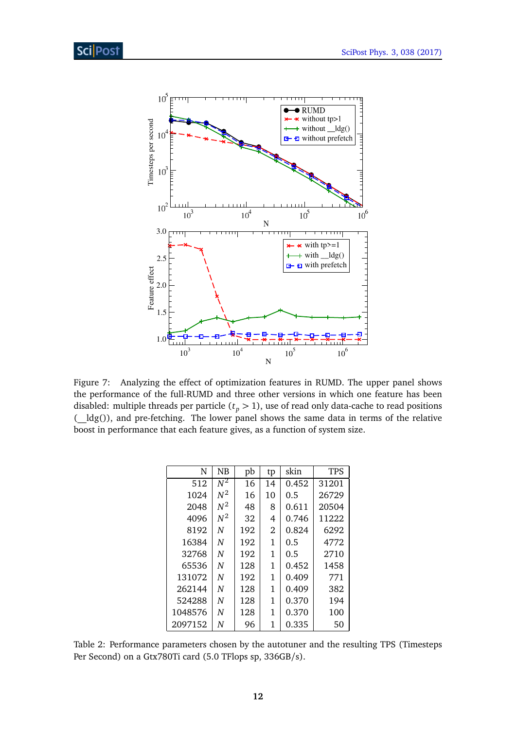Figure 7: Analyzing the effect of optimization features in RUMD. The upper panel shows the performance of the full-RUMD and three other versions in which one feature has been disabled: multiple threads per particle ($t_p > 1$), use of read only data-cache to read positions (__ldg()), and pre-fetching. The lower panel shows the same data in terms of the relative boost in performance that each feature gives, as a function of system size.

| N | NB | pb | tp | skin | TPS |
|---:|---|---:|---:|---|---:|
| 512 | $N^2$ | 16 | 14 | 0.452 | 31201 |
| 1024 | $N^2$ | 16 | 10 | 0.5 | 26729 |
| 2048 | $N^2$ | 48 | 8 | 0.611 | 20504 |
| 4096 | $N^2$ | 32 | 4 | 0.746 | 11222 |
| 8192 | $N$ | 192 | 2 | 0.824 | 6292 |
| 16384 | $N$ | 192 | 1 | 0.5 | 4772 |
| 32768 | $N$ | 192 | 1 | 0.5 | 2710 |
| 65536 | $N$ | 128 | 1 | 0.452 | 1458 |
| 131072 | $N$ | 192 | 1 | 0.409 | 771 |
| 262144 | $N$ | 128 | 1 | 0.409 | 382 |
| 524288 | $N$ | 128 | 1 | 0.370 | 194 |
| 1048576 | $N$ | 128 | 1 | 0.370 | 100 |
| 2097152 | $N$ | 96 | 1 | 0.335 | 50 |

Table 2: Performance parameters chosen by the autotuner and the resulting TPS (Timesteps Per Second) on a Gtx780Ti card (5.0 TFlops sp, 336GB/s).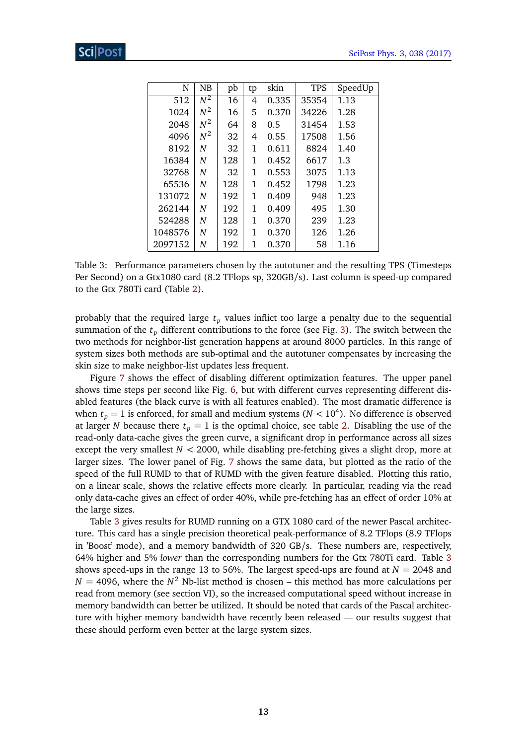| N | NB | pb | tp | skin | TPS | SpeedUp |
|---|---|---|---|---|---|---|
| 512 | $N^2$ | 16 | 4 | 0.335 | 35354 | 1.13 |
| 1024 | $N^2$ | 16 | 5 | 0.370 | 34226 | 1.28 |
| 2048 | $N^2$ | 64 | 8 | 0.5 | 31454 | 1.53 |
| 4096 | $N^2$ | 32 | 4 | 0.55 | 17508 | 1.56 |
| 8192 | $N$ | 32 | 1 | 0.611 | 8824 | 1.40 |
| 16384 | $N$ | 128 | 1 | 0.452 | 6617 | 1.3 |
| 32768 | $N$ | 32 | 1 | 0.553 | 3075 | 1.13 |
| 65536 | $N$ | 128 | 1 | 0.452 | 1798 | 1.23 |
| 131072 | $N$ | 192 | 1 | 0.409 | 948 | 1.23 |
| 262144 | $N$ | 192 | 1 | 0.409 | 495 | 1.30 |
| 524288 | $N$ | 128 | 1 | 0.370 | 239 | 1.23 |
| 1048576 | $N$ | 192 | 1 | 0.370 | 126 | 1.26 |
| 2097152 | $N$ | 192 | 1 | 0.370 | 58 | 1.16 |

Table 3: Performance parameters chosen by the autotuner and the resulting TPS (Timesteps Per Second) on a Gtx1080 card (8.2 TFlops sp, 320GB/s). Last column is speed-up compared to the Gtx 780Ti card (Table 2).

probably that the required large $t_p$ values inflict too large a penalty due to the sequential summation of the $t_p$ different contributions to the force (see Fig. 3). The switch between the two methods for neighbor-list generation happens at around 8000 particles. In this range of system sizes both methods are sub-optimal and the autotuner compensates by increasing the skin size to make neighbor-list updates less frequent.

Figure 7 shows the effect of disabling different optimization features. The upper panel shows time steps per second like Fig. 6, but with different curves representing different disabled features (the black curve is with all features enabled). The most dramatic difference is when $t_p = 1$ is enforced, for small and medium systems ($N < 10^4$). No difference is observed at larger $N$ because there $t_p = 1$ is the optimal choice, see table 2. Disabling the use of the read-only data-cache gives the green curve, a significant drop in performance across all sizes except the very smallest $N < 2000$, while disabling pre-fetching gives a slight drop, more at larger sizes. The lower panel of Fig. 7 shows the same data, but plotted as the ratio of the speed of the full RUMD to that of RUMD with the given feature disabled. Plotting this ratio, on a linear scale, shows the relative effects more clearly. In particular, reading via the read only data-cache gives an effect of order 40%, while pre-fetching has an effect of order 10% at the large sizes.

Table 3 gives results for RUMD running on a GTX 1080 card of the newer Pascal architecture. This card has a single precision theoretical peak-performance of 8.2 TFlops (8.9 TFlops in 'Boost' mode), and a memory bandwidth of 320 GB/s. These numbers are, respectively, 64% higher and 5% *lower* than the corresponding numbers for the Gtx 780Ti card. Table 3 shows speed-ups in the range 13 to 56%. The largest speed-ups are found at $N = 2048$ and $N = 4096$, where the $N^2$ Nb-list method is chosen – this method has more calculations per read from memory (see section VI), so the increased computational speed without increase in memory bandwidth can better be utilized. It should be noted that cards of the Pascal architecture with higher memory bandwidth have recently been released — our results suggest that these should perform even better at the large system sizes.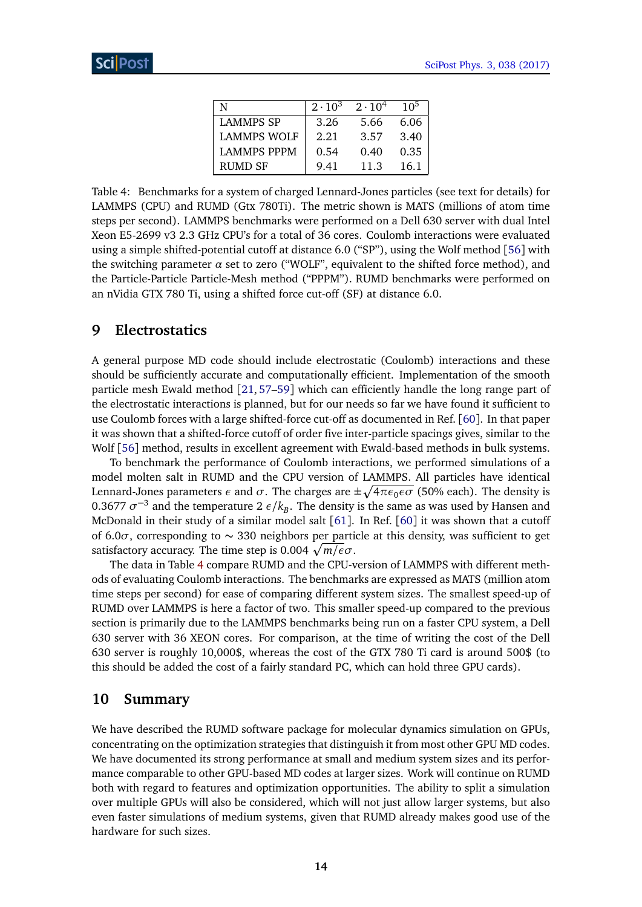| N | $2 \cdot 10^3$ | $2 \cdot 10^4$ | $10^5$ |
|---|---|---|---|
| LAMMPS SP | 3.26 | 5.66 | 6.06 |
| LAMMPS WOLF | 2.21 | 3.57 | 3.40 |
| LAMMPS PPPM | 0.54 | 0.40 | 0.35 |
| RUMD SF | 9.41 | 11.3 | 16.1 |

Table 4: Benchmarks for a system of charged Lennard-Jones particles (see text for details) for LAMMPS (CPU) and RUMD (Gtx 780Ti). The metric shown is MATS (millions of atom time steps per second). LAMMPS benchmarks were performed on a Dell 630 server with dual Intel Xeon E5-2699 v3 2.3 GHz CPU's for a total of 36 cores. Coulomb interactions were evaluated using a simple shifted-potential cutoff at distance 6.0 ("SP"), using the Wolf method [56] with the switching parameter $\alpha$ set to zero ("WOLF", equivalent to the shifted force method), and the Particle-Particle Particle-Mesh method ("PPPM"). RUMD benchmarks were performed on an nVidia GTX 780 Ti, using a shifted force cut-off (SF) at distance 6.0.

## 9 Electrostatics

A general purpose MD code should include electrostatic (Coulomb) interactions and these should be sufficiently accurate and computationally efficient. Implementation of the smooth particle mesh Ewald method [21, 57–59] which can efficiently handle the long range part of the electrostatic interactions is planned, but for our needs so far we have found it sufficient to use Coulomb forces with a large shifted-force cut-off as documented in Ref. [60]. In that paper it was shown that a shifted-force cutoff of order five inter-particle spacings gives, similar to the Wolf [56] method, results in excellent agreement with Ewald-based methods in bulk systems.

To benchmark the performance of Coulomb interactions, we performed simulations of a model molten salt in RUMD and the CPU version of LAMMPS. All particles have identical Lennard-Jones parameters $\epsilon$ and $\sigma$. The charges are $\pm\sqrt{4\pi\epsilon_0\epsilon\sigma}$ (50% each). The density is $0.3677\ \sigma^{-3}$ and the temperature $2\ \epsilon/k_B$. The density is the same as was used by Hansen and McDonald in their study of a similar model salt [61]. In Ref. [60] it was shown that a cutoff of $6.0\sigma$, corresponding to $\sim 330$ neighbors per particle at this density, was sufficient to get satisfactory accuracy. The time step is $0.004\ \sqrt{m/\epsilon}\sigma$.

The data in Table 4 compare RUMD and the CPU-version of LAMMPS with different methods of evaluating Coulomb interactions. The benchmarks are expressed as MATS (million atom time steps per second) for ease of comparing different system sizes. The smallest speed-up of RUMD over LAMMPS is here a factor of two. This smaller speed-up compared to the previous section is primarily due to the LAMMPS benchmarks being run on a faster CPU system, a Dell 630 server with 36 XEON cores. For comparison, at the time of writing the cost of the Dell 630 server is roughly 10,000$, whereas the cost of the GTX 780 Ti card is around 500$ (to this should be added the cost of a fairly standard PC, which can hold three GPU cards).

## 10 Summary

We have described the RUMD software package for molecular dynamics simulation on GPUs, concentrating on the optimization strategies that distinguish it from most other GPU MD codes. We have documented its strong performance at small and medium system sizes and its performance comparable to other GPU-based MD codes at larger sizes. Work will continue on RUMD both with regard to features and optimization opportunities. The ability to split a simulation over multiple GPUs will also be considered, which will not just allow larger systems, but also even faster simulations of medium systems, given that RUMD already makes good use of the hardware for such sizes.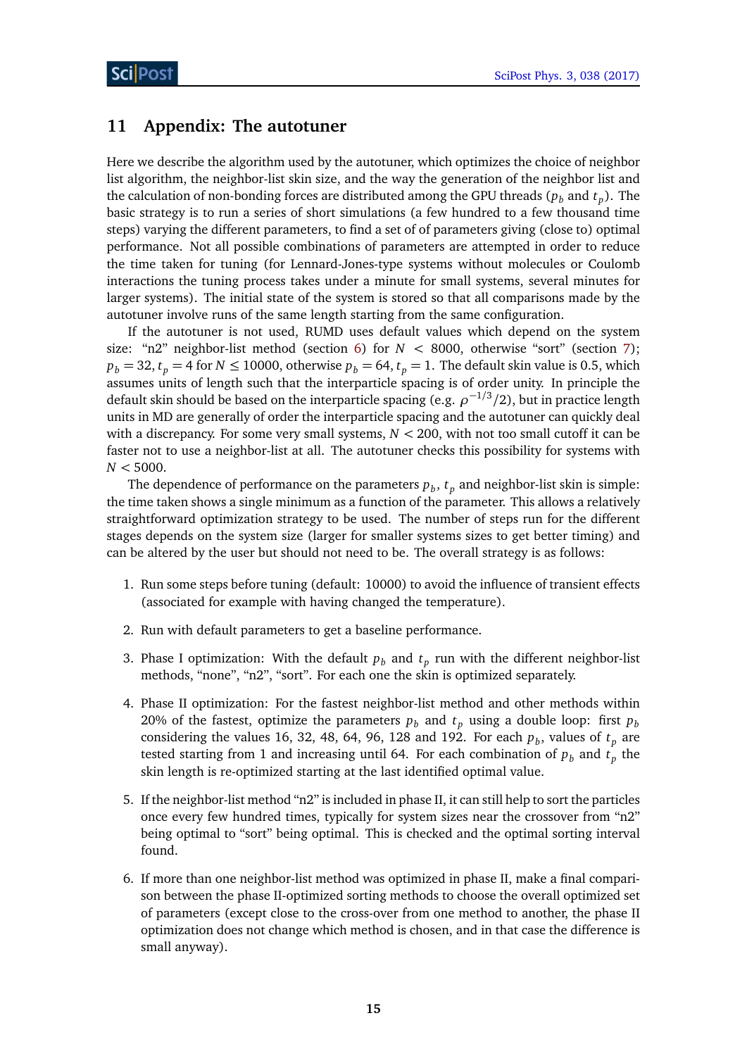## 11 Appendix: The autotuner

Here we describe the algorithm used by the autotuner, which optimizes the choice of neighbor list algorithm, the neighbor-list skin size, and the way the generation of the neighbor list and the calculation of non-bonding forces are distributed among the GPU threads ($p_b$ and $t_p$). The basic strategy is to run a series of short simulations (a few hundred to a few thousand time steps) varying the different parameters, to find a set of of parameters giving (close to) optimal performance. Not all possible combinations of parameters are attempted in order to reduce the time taken for tuning (for Lennard-Jones-type systems without molecules or Coulomb interactions the tuning process takes under a minute for small systems, several minutes for larger systems). The initial state of the system is stored so that all comparisons made by the autotuner involve runs of the same length starting from the same configuration.

If the autotuner is not used, RUMD uses default values which depend on the system size: "n2" neighbor-list method (section 6) for $N < 8000$, otherwise "sort" (section 7); $p_b = 32$, $t_p = 4$ for $N \leq 10000$, otherwise $p_b = 64$, $t_p = 1$. The default skin value is 0.5, which assumes units of length such that the interparticle spacing is of order unity. In principle the default skin should be based on the interparticle spacing (e.g. $\rho^{-1/3}/2$), but in practice length units in MD are generally of order the interparticle spacing and the autotuner can quickly deal with a discrepancy. For some very small systems, $N < 200$, with not too small cutoff it can be faster not to use a neighbor-list at all. The autotuner checks this possibility for systems with $N < 5000$.

The dependence of performance on the parameters $p_b$, $t_p$ and neighbor-list skin is simple: the time taken shows a single minimum as a function of the parameter. This allows a relatively straightforward optimization strategy to be used. The number of steps run for the different stages depends on the system size (larger for smaller systems sizes to get better timing) and can be altered by the user but should not need to be. The overall strategy is as follows:

1. Run some steps before tuning (default: 10000) to avoid the influence of transient effects (associated for example with having changed the temperature).
2. Run with default parameters to get a baseline performance.
3. Phase I optimization: With the default $p_b$ and $t_p$ run with the different neighbor-list methods, "none", "n2", "sort". For each one the skin is optimized separately.
4. Phase II optimization: For the fastest neighbor-list method and other methods within 20% of the fastest, optimize the parameters $p_b$ and $t_p$ using a double loop: first $p_b$ considering the values 16, 32, 48, 64, 96, 128 and 192. For each $p_b$, values of $t_p$ are tested starting from 1 and increasing until 64. For each combination of $p_b$ and $t_p$ the skin length is re-optimized starting at the last identified optimal value.
5. If the neighbor-list method "n2" is included in phase II, it can still help to sort the particles once every few hundred times, typically for system sizes near the crossover from "n2" being optimal to "sort" being optimal. This is checked and the optimal sorting interval found.
6. If more than one neighbor-list method was optimized in phase II, make a final comparison between the phase II-optimized sorting methods to choose the overall optimized set of parameters (except close to the cross-over from one method to another, the phase II optimization does not change which method is chosen, and in that case the difference is small anyway).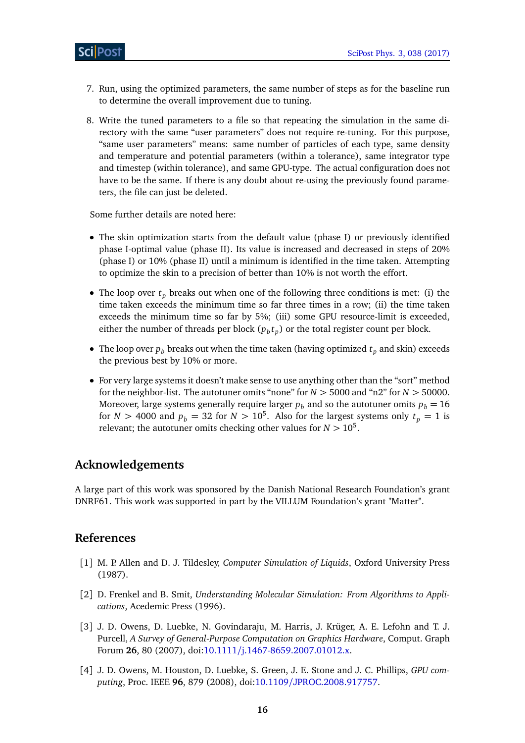7. Run, using the optimized parameters, the same number of steps as for the baseline run to determine the overall improvement due to tuning.

8. Write the tuned parameters to a file so that repeating the simulation in the same directory with the same "user parameters" does not require re-tuning. For this purpose, "same user parameters" means: same number of particles of each type, same density and temperature and potential parameters (within a tolerance), same integrator type and timestep (within tolerance), and same GPU-type. The actual configuration does not have to be the same. If there is any doubt about re-using the previously found parameters, the file can just be deleted.

Some further details are noted here:

- The skin optimization starts from the default value (phase I) or previously identified phase I-optimal value (phase II). Its value is increased and decreased in steps of 20% (phase I) or 10% (phase II) until a minimum is identified in the time taken. Attempting to optimize the skin to a precision of better than 10% is not worth the effort.
- The loop over $t_p$ breaks out when one of the following three conditions is met: (i) the time taken exceeds the minimum time so far three times in a row; (ii) the time taken exceeds the minimum time so far by 5%; (iii) some GPU resource-limit is exceeded, either the number of threads per block ($p_b t_p$) or the total register count per block.
- The loop over $p_b$ breaks out when the time taken (having optimized $t_p$ and skin) exceeds the previous best by 10% or more.
- For very large systems it doesn't make sense to use anything other than the "sort" method for the neighbor-list. The autotuner omits "none" for $N > 5000$ and "n2" for $N > 50000$. Moreover, large systems generally require larger $p_b$ and so the autotuner omits $p_b = 16$ for $N > 4000$ and $p_b = 32$ for $N > 10^5$. Also for the largest systems only $t_p = 1$ is relevant; the autotuner omits checking other values for $N > 10^5$.

## Acknowledgements

A large part of this work was sponsored by the Danish National Research Foundation's grant DNRF61. This work was supported in part by the VILLUM Foundation's grant "Matter".

## References

[1] M. P. Allen and D. J. Tildesley, *Computer Simulation of Liquids*, Oxford University Press (1987).

[2] D. Frenkel and B. Smit, *Understanding Molecular Simulation: From Algorithms to Applications*, Acedemic Press (1996).

[3] J. D. Owens, D. Luebke, N. Govindaraju, M. Harris, J. Krüger, A. E. Lefohn and T. J. Purcell, *A Survey of General-Purpose Computation on Graphics Hardware*, Comput. Graph Forum **26**, 80 (2007), doi:10.1111/j.1467-8659.2007.01012.x.

[4] J. D. Owens, M. Houston, D. Luebke, S. Green, J. E. Stone and J. C. Phillips, *GPU computing*, Proc. IEEE **96**, 879 (2008), doi:10.1109/JPROC.2008.917757.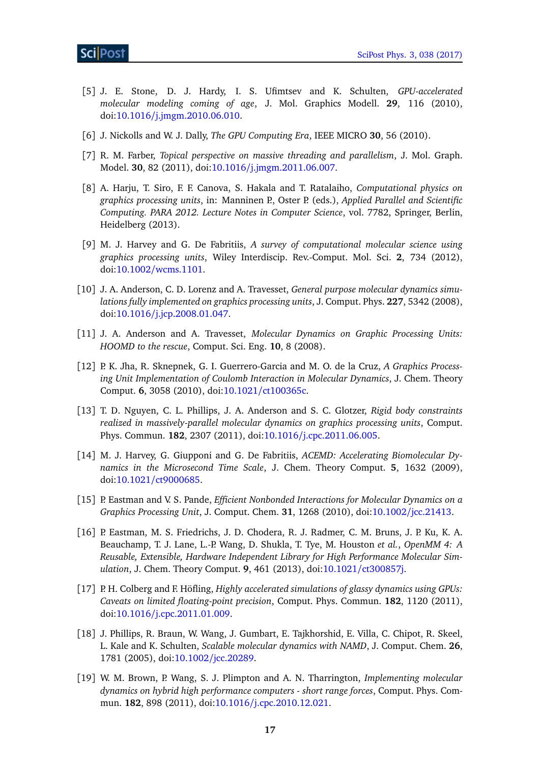[5] J. E. Stone, D. J. Hardy, I. S. Ufimtsev and K. Schulten, *GPU-accelerated molecular modeling coming of age*, J. Mol. Graphics Modell. **29**, 116 (2010), doi:10.1016/j.jmgm.2010.06.010.

[6] J. Nickolls and W. J. Dally, *The GPU Computing Era*, IEEE MICRO **30**, 56 (2010).

[7] R. M. Farber, *Topical perspective on massive threading and parallelism*, J. Mol. Graph. Model. **30**, 82 (2011), doi:10.1016/j.jmgm.2011.06.007.

[8] A. Harju, T. Siro, F. F. Canova, S. Hakala and T. Ratalaiho, *Computational physics on graphics processing units*, in: Manninen P., Oster P. (eds.), *Applied Parallel and Scientific Computing. PARA 2012. Lecture Notes in Computer Science*, vol. 7782, Springer, Berlin, Heidelberg (2013).

[9] M. J. Harvey and G. De Fabritiis, *A survey of computational molecular science using graphics processing units*, Wiley Interdiscip. Rev.-Comput. Mol. Sci. **2**, 734 (2012), doi:10.1002/wcms.1101.

[10] J. A. Anderson, C. D. Lorenz and A. Travesset, *General purpose molecular dynamics simulations fully implemented on graphics processing units*, J. Comput. Phys. **227**, 5342 (2008), doi:10.1016/j.jcp.2008.01.047.

[11] J. A. Anderson and A. Travesset, *Molecular Dynamics on Graphic Processing Units: HOOMD to the rescue*, Comput. Sci. Eng. **10**, 8 (2008).

[12] P. K. Jha, R. Sknepnek, G. I. Guerrero-Garcia and M. O. de la Cruz, *A Graphics Processing Unit Implementation of Coulomb Interaction in Molecular Dynamics*, J. Chem. Theory Comput. **6**, 3058 (2010), doi:10.1021/ct100365c.

[13] T. D. Nguyen, C. L. Phillips, J. A. Anderson and S. C. Glotzer, *Rigid body constraints realized in massively-parallel molecular dynamics on graphics processing units*, Comput. Phys. Commun. **182**, 2307 (2011), doi:10.1016/j.cpc.2011.06.005.

[14] M. J. Harvey, G. Giupponi and G. De Fabritiis, *ACEMD: Accelerating Biomolecular Dynamics in the Microsecond Time Scale*, J. Chem. Theory Comput. **5**, 1632 (2009), doi:10.1021/ct9000685.

[15] P. Eastman and V. S. Pande, *Efficient Nonbonded Interactions for Molecular Dynamics on a Graphics Processing Unit*, J. Comput. Chem. **31**, 1268 (2010), doi:10.1002/jcc.21413.

[16] P. Eastman, M. S. Friedrichs, J. D. Chodera, R. J. Radmer, C. M. Bruns, J. P. Ku, K. A. Beauchamp, T. J. Lane, L.-P. Wang, D. Shukla, T. Tye, M. Houston *et al.*, *OpenMM 4: A Reusable, Extensible, Hardware Independent Library for High Performance Molecular Simulation*, J. Chem. Theory Comput. **9**, 461 (2013), doi:10.1021/ct300857j.

[17] P. H. Colberg and F. Höfling, *Highly accelerated simulations of glassy dynamics using GPUs: Caveats on limited floating-point precision*, Comput. Phys. Commun. **182**, 1120 (2011), doi:10.1016/j.cpc.2011.01.009.

[18] J. Phillips, R. Braun, W. Wang, J. Gumbart, E. Tajkhorshid, E. Villa, C. Chipot, R. Skeel, L. Kale and K. Schulten, *Scalable molecular dynamics with NAMD*, J. Comput. Chem. **26**, 1781 (2005), doi:10.1002/jcc.20289.

[19] W. M. Brown, P. Wang, S. J. Plimpton and A. N. Tharrington, *Implementing molecular dynamics on hybrid high performance computers - short range forces*, Comput. Phys. Commun. **182**, 898 (2011), doi:10.1016/j.cpc.2010.12.021.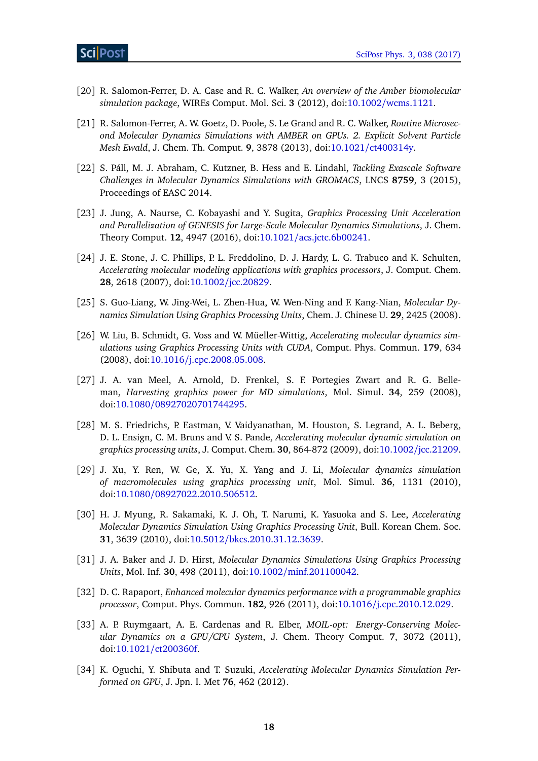[20] R. Salomon-Ferrer, D. A. Case and R. C. Walker, *An overview of the Amber biomolecular simulation package*, WIREs Comput. Mol. Sci. **3** (2012), doi:10.1002/wcms.1121.

[21] R. Salomon-Ferrer, A. W. Goetz, D. Poole, S. Le Grand and R. C. Walker, *Routine Microsecond Molecular Dynamics Simulations with AMBER on GPUs. 2. Explicit Solvent Particle Mesh Ewald*, J. Chem. Th. Comput. **9**, 3878 (2013), doi:10.1021/ct400314y.

[22] S. Páll, M. J. Abraham, C. Kutzner, B. Hess and E. Lindahl, *Tackling Exascale Software Challenges in Molecular Dynamics Simulations with GROMACS*, LNCS **8759**, 3 (2015), Proceedings of EASC 2014.

[23] J. Jung, A. Naurse, C. Kobayashi and Y. Sugita, *Graphics Processing Unit Acceleration and Parallelization of GENESIS for Large-Scale Molecular Dynamics Simulations*, J. Chem. Theory Comput. **12**, 4947 (2016), doi:10.1021/acs.jctc.6b00241.

[24] J. E. Stone, J. C. Phillips, P. L. Freddolino, D. J. Hardy, L. G. Trabuco and K. Schulten, *Accelerating molecular modeling applications with graphics processors*, J. Comput. Chem. **28**, 2618 (2007), doi:10.1002/jcc.20829.

[25] S. Guo-Liang, W. Jing-Wei, L. Zhen-Hua, W. Wen-Ning and F. Kang-Nian, *Molecular Dynamics Simulation Using Graphics Processing Units*, Chem. J. Chinese U. **29**, 2425 (2008).

[26] W. Liu, B. Schmidt, G. Voss and W. Müeller-Wittig, *Accelerating molecular dynamics simulations using Graphics Processing Units with CUDA*, Comput. Phys. Commun. **179**, 634 (2008), doi:10.1016/j.cpc.2008.05.008.

[27] J. A. van Meel, A. Arnold, D. Frenkel, S. F. Portegies Zwart and R. G. Belleman, *Harvesting graphics power for MD simulations*, Mol. Simul. **34**, 259 (2008), doi:10.1080/08927020701744295.

[28] M. S. Friedrichs, P. Eastman, V. Vaidyanathan, M. Houston, S. Legrand, A. L. Beberg, D. L. Ensign, C. M. Bruns and V. S. Pande, *Accelerating molecular dynamic simulation on graphics processing units*, J. Comput. Chem. **30**, 864-872 (2009), doi:10.1002/jcc.21209.

[29] J. Xu, Y. Ren, W. Ge, X. Yu, X. Yang and J. Li, *Molecular dynamics simulation of macromolecules using graphics processing unit*, Mol. Simul. **36**, 1131 (2010), doi:10.1080/08927022.2010.506512.

[30] H. J. Myung, R. Sakamaki, K. J. Oh, T. Narumi, K. Yasuoka and S. Lee, *Accelerating Molecular Dynamics Simulation Using Graphics Processing Unit*, Bull. Korean Chem. Soc. **31**, 3639 (2010), doi:10.5012/bkcs.2010.31.12.3639.

[31] J. A. Baker and J. D. Hirst, *Molecular Dynamics Simulations Using Graphics Processing Units*, Mol. Inf. **30**, 498 (2011), doi:10.1002/minf.201100042.

[32] D. C. Rapaport, *Enhanced molecular dynamics performance with a programmable graphics processor*, Comput. Phys. Commun. **182**, 926 (2011), doi:10.1016/j.cpc.2010.12.029.

[33] A. P. Ruymgaart, A. E. Cardenas and R. Elber, *MOIL-opt: Energy-Conserving Molecular Dynamics on a GPU/CPU System*, J. Chem. Theory Comput. **7**, 3072 (2011), doi:10.1021/ct200360f.

[34] K. Oguchi, Y. Shibuta and T. Suzuki, *Accelerating Molecular Dynamics Simulation Performed on GPU*, J. Jpn. I. Met **76**, 462 (2012).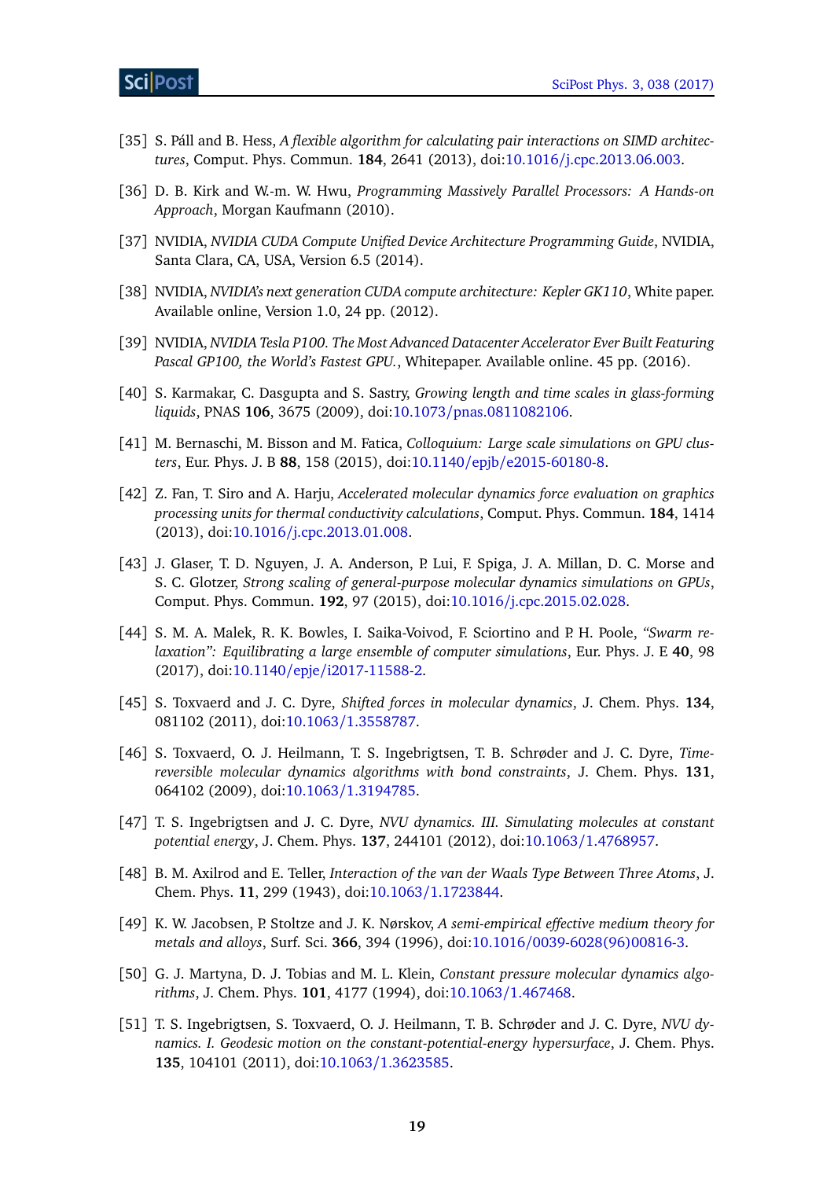[35] S. Páll and B. Hess, *A flexible algorithm for calculating pair interactions on SIMD architectures*, Comput. Phys. Commun. **184**, 2641 (2013), doi:10.1016/j.cpc.2013.06.003.

[36] D. B. Kirk and W.-m. W. Hwu, *Programming Massively Parallel Processors: A Hands-on Approach*, Morgan Kaufmann (2010).

[37] NVIDIA, *NVIDIA CUDA Compute Unified Device Architecture Programming Guide*, NVIDIA, Santa Clara, CA, USA, Version 6.5 (2014).

[38] NVIDIA, *NVIDIA's next generation CUDA compute architecture: Kepler GK110*, White paper. Available online, Version 1.0, 24 pp. (2012).

[39] NVIDIA, *NVIDIA Tesla P100. The Most Advanced Datacenter Accelerator Ever Built Featuring Pascal GP100, the World's Fastest GPU.*, Whitepaper. Available online. 45 pp. (2016).

[40] S. Karmakar, C. Dasgupta and S. Sastry, *Growing length and time scales in glass-forming liquids*, PNAS **106**, 3675 (2009), doi:10.1073/pnas.0811082106.

[41] M. Bernaschi, M. Bisson and M. Fatica, *Colloquium: Large scale simulations on GPU clusters*, Eur. Phys. J. B **88**, 158 (2015), doi:10.1140/epjb/e2015-60180-8.

[42] Z. Fan, T. Siro and A. Harju, *Accelerated molecular dynamics force evaluation on graphics processing units for thermal conductivity calculations*, Comput. Phys. Commun. **184**, 1414 (2013), doi:10.1016/j.cpc.2013.01.008.

[43] J. Glaser, T. D. Nguyen, J. A. Anderson, P. Lui, F. Spiga, J. A. Millan, D. C. Morse and S. C. Glotzer, *Strong scaling of general-purpose molecular dynamics simulations on GPUs*, Comput. Phys. Commun. **192**, 97 (2015), doi:10.1016/j.cpc.2015.02.028.

[44] S. M. A. Malek, R. K. Bowles, I. Saika-Voivod, F. Sciortino and P. H. Poole, *"Swarm relaxation": Equilibrating a large ensemble of computer simulations*, Eur. Phys. J. E **40**, 98 (2017), doi:10.1140/epje/i2017-11588-2.

[45] S. Toxvaerd and J. C. Dyre, *Shifted forces in molecular dynamics*, J. Chem. Phys. **134**, 081102 (2011), doi:10.1063/1.3558787.

[46] S. Toxvaerd, O. J. Heilmann, T. S. Ingebrigtsen, T. B. Schrøder and J. C. Dyre, *Time-reversible molecular dynamics algorithms with bond constraints*, J. Chem. Phys. **131**, 064102 (2009), doi:10.1063/1.3194785.

[47] T. S. Ingebrigtsen and J. C. Dyre, *NVU dynamics. III. Simulating molecules at constant potential energy*, J. Chem. Phys. **137**, 244101 (2012), doi:10.1063/1.4768957.

[48] B. M. Axilrod and E. Teller, *Interaction of the van der Waals Type Between Three Atoms*, J. Chem. Phys. **11**, 299 (1943), doi:10.1063/1.1723844.

[49] K. W. Jacobsen, P. Stoltze and J. K. Nørskov, *A semi-empirical effective medium theory for metals and alloys*, Surf. Sci. **366**, 394 (1996), doi:10.1016/0039-6028(96)00816-3.

[50] G. J. Martyna, D. J. Tobias and M. L. Klein, *Constant pressure molecular dynamics algorithms*, J. Chem. Phys. **101**, 4177 (1994), doi:10.1063/1.467468.

[51] T. S. Ingebrigtsen, S. Toxvaerd, O. J. Heilmann, T. B. Schrøder and J. C. Dyre, *NVU dynamics. I. Geodesic motion on the constant-potential-energy hypersurface*, J. Chem. Phys. **135**, 104101 (2011), doi:10.1063/1.3623585.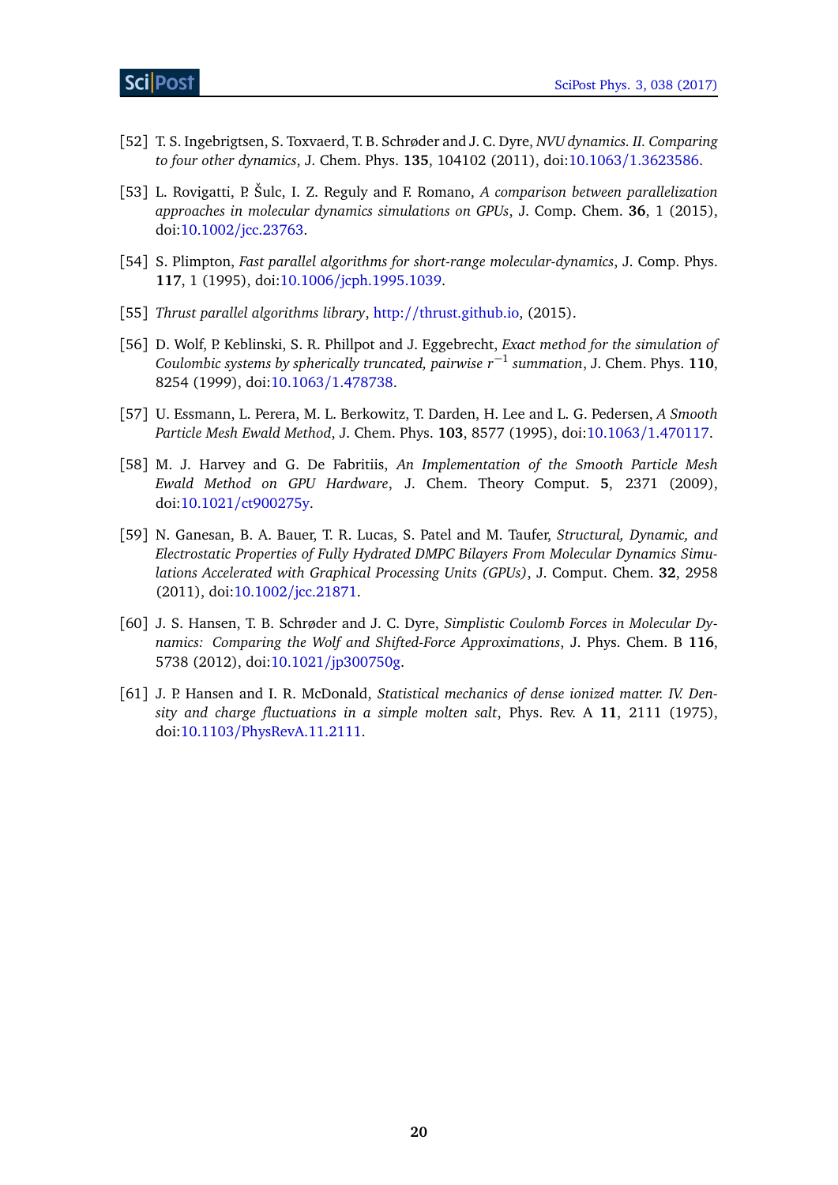[52] T. S. Ingebrigtsen, S. Toxvaerd, T. B. Schrøder and J. C. Dyre, *NVU dynamics. II. Comparing to four other dynamics*, J. Chem. Phys. **135**, 104102 (2011), doi:10.1063/1.3623586.

[53] L. Rovigatti, P. Šulc, I. Z. Reguly and F. Romano, *A comparison between parallelization approaches in molecular dynamics simulations on GPUs*, J. Comp. Chem. **36**, 1 (2015), doi:10.1002/jcc.23763.

[54] S. Plimpton, *Fast parallel algorithms for short-range molecular-dynamics*, J. Comp. Phys. **117**, 1 (1995), doi:10.1006/jcph.1995.1039.

[55] *Thrust parallel algorithms library*, http://thrust.github.io, (2015).

[56] D. Wolf, P. Keblinski, S. R. Phillpot and J. Eggebrecht, *Exact method for the simulation of Coulombic systems by spherically truncated, pairwise $r^{-1}$ summation*, J. Chem. Phys. **110**, 8254 (1999), doi:10.1063/1.478738.

[57] U. Essmann, L. Perera, M. L. Berkowitz, T. Darden, H. Lee and L. G. Pedersen, *A Smooth Particle Mesh Ewald Method*, J. Chem. Phys. **103**, 8577 (1995), doi:10.1063/1.470117.

[58] M. J. Harvey and G. De Fabritiis, *An Implementation of the Smooth Particle Mesh Ewald Method on GPU Hardware*, J. Chem. Theory Comput. **5**, 2371 (2009), doi:10.1021/ct900275y.

[59] N. Ganesan, B. A. Bauer, T. R. Lucas, S. Patel and M. Taufer, *Structural, Dynamic, and Electrostatic Properties of Fully Hydrated DMPC Bilayers From Molecular Dynamics Simulations Accelerated with Graphical Processing Units (GPUs)*, J. Comput. Chem. **32**, 2958 (2011), doi:10.1002/jcc.21871.

[60] J. S. Hansen, T. B. Schrøder and J. C. Dyre, *Simplistic Coulomb Forces in Molecular Dynamics: Comparing the Wolf and Shifted-Force Approximations*, J. Phys. Chem. B **116**, 5738 (2012), doi:10.1021/jp300750g.

[61] J. P. Hansen and I. R. McDonald, *Statistical mechanics of dense ionized matter. IV. Density and charge fluctuations in a simple molten salt*, Phys. Rev. A **11**, 2111 (1975), doi:10.1103/PhysRevA.11.2111.